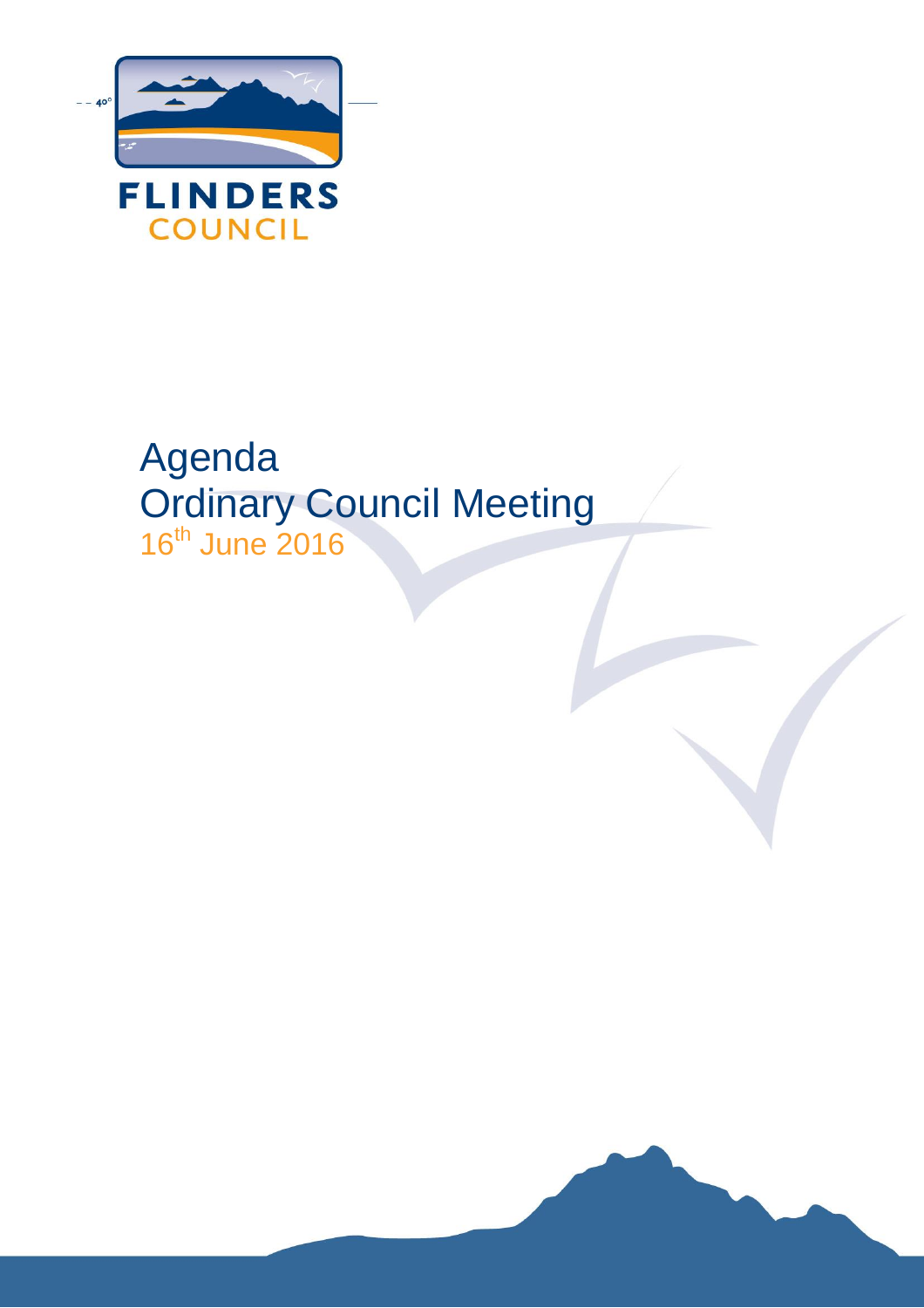FLINDERS COUNCIL

# Agenda
# Ordinary Council Meeting
16th June 2016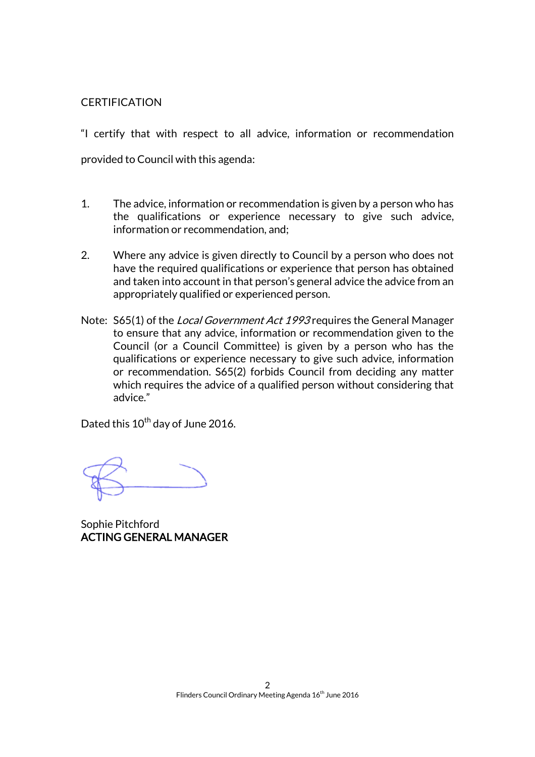CERTIFICATION

"I certify that with respect to all advice, information or recommendation provided to Council with this agenda:

1. The advice, information or recommendation is given by a person who has the qualifications or experience necessary to give such advice, information or recommendation, and;

2. Where any advice is given directly to Council by a person who does not have the required qualifications or experience that person has obtained and taken into account in that person's general advice the advice from an appropriately qualified or experienced person.

Note: S65(1) of the *Local Government Act 1993* requires the General Manager to ensure that any advice, information or recommendation given to the Council (or a Council Committee) is given by a person who has the qualifications or experience necessary to give such advice, information or recommendation. S65(2) forbids Council from deciding any matter which requires the advice of a qualified person without considering that advice."

Dated this 10th day of June 2016.

Sophie Pitchford
**ACTING GENERAL MANAGER**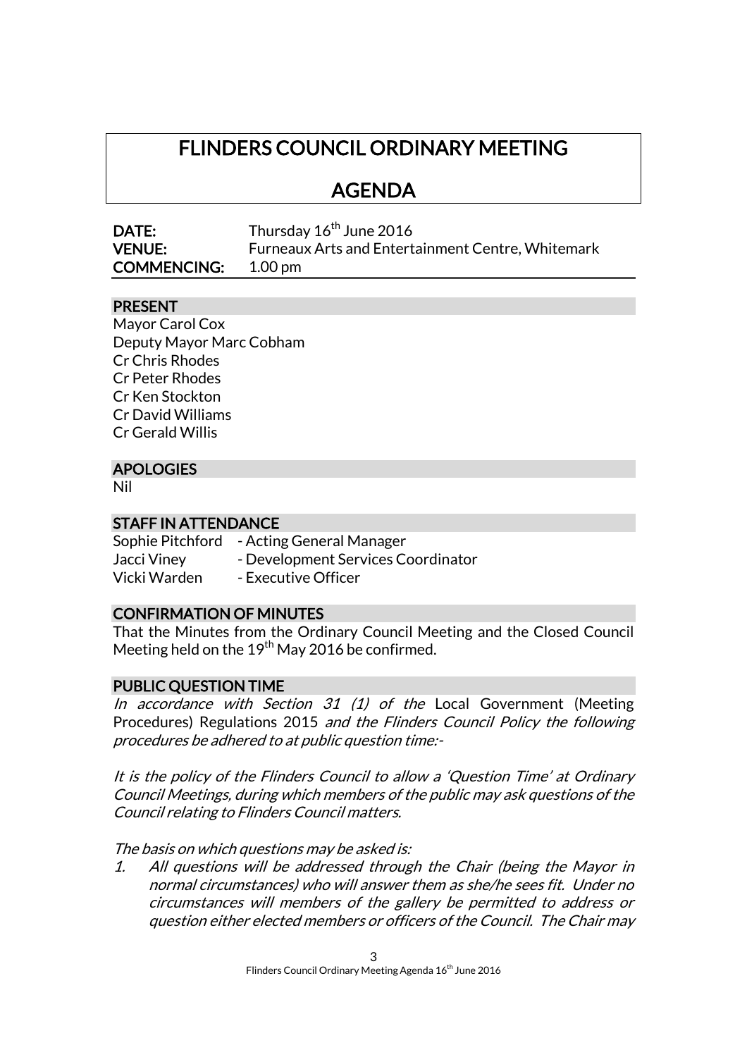# FLINDERS COUNCIL ORDINARY MEETING

# AGENDA

**DATE:** Thursday 16th June 2016
**VENUE:** Furneaux Arts and Entertainment Centre, Whitemark
**COMMENCING:** 1.00 pm

## PRESENT

Mayor Carol Cox
Deputy Mayor Marc Cobham
Cr Chris Rhodes
Cr Peter Rhodes
Cr Ken Stockton
Cr David Williams
Cr Gerald Willis

## APOLOGIES

Nil

## STAFF IN ATTENDANCE

Sophie Pitchford - Acting General Manager
Jacci Viney - Development Services Coordinator
Vicki Warden - Executive Officer

## CONFIRMATION OF MINUTES

That the Minutes from the Ordinary Council Meeting and the Closed Council Meeting held on the 19th May 2016 be confirmed.

## PUBLIC QUESTION TIME

*In accordance with Section 31 (1) of the* Local Government (Meeting Procedures) Regulations 2015 *and the Flinders Council Policy the following procedures be adhered to at public question time:-*

*It is the policy of the Flinders Council to allow a 'Question Time' at Ordinary Council Meetings, during which members of the public may ask questions of the Council relating to Flinders Council matters.*

*The basis on which questions may be asked is:*

1. *All questions will be addressed through the Chair (being the Mayor in normal circumstances) who will answer them as she/he sees fit. Under no circumstances will members of the gallery be permitted to address or question either elected members or officers of the Council. The Chair may*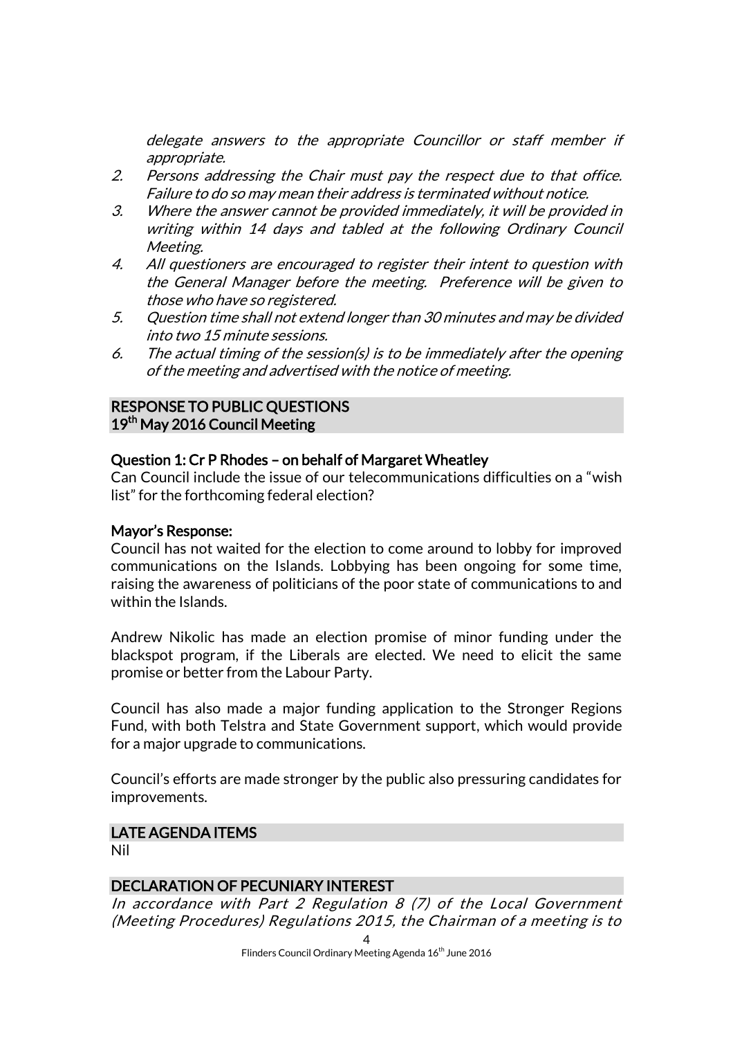*delegate answers to the appropriate Councillor or staff member if appropriate.*

2. *Persons addressing the Chair must pay the respect due to that office. Failure to do so may mean their address is terminated without notice.*
3. *Where the answer cannot be provided immediately, it will be provided in writing within 14 days and tabled at the following Ordinary Council Meeting.*
4. *All questioners are encouraged to register their intent to question with the General Manager before the meeting. Preference will be given to those who have so registered.*
5. *Question time shall not extend longer than 30 minutes and may be divided into two 15 minute sessions.*
6. *The actual timing of the session(s) is to be immediately after the opening of the meeting and advertised with the notice of meeting.*

## RESPONSE TO PUBLIC QUESTIONS
## 19th May 2016 Council Meeting

### Question 1: Cr P Rhodes – on behalf of Margaret Wheatley

Can Council include the issue of our telecommunications difficulties on a "wish list" for the forthcoming federal election?

### Mayor's Response:

Council has not waited for the election to come around to lobby for improved communications on the Islands. Lobbying has been ongoing for some time, raising the awareness of politicians of the poor state of communications to and within the Islands.

Andrew Nikolic has made an election promise of minor funding under the blackspot program, if the Liberals are elected. We need to elicit the same promise or better from the Labour Party.

Council has also made a major funding application to the Stronger Regions Fund, with both Telstra and State Government support, which would provide for a major upgrade to communications.

Council's efforts are made stronger by the public also pressuring candidates for improvements.

## LATE AGENDA ITEMS

Nil

## DECLARATION OF PECUNIARY INTEREST

*In accordance with Part 2 Regulation 8 (7) of the Local Government (Meeting Procedures) Regulations 2015, the Chairman of a meeting is to*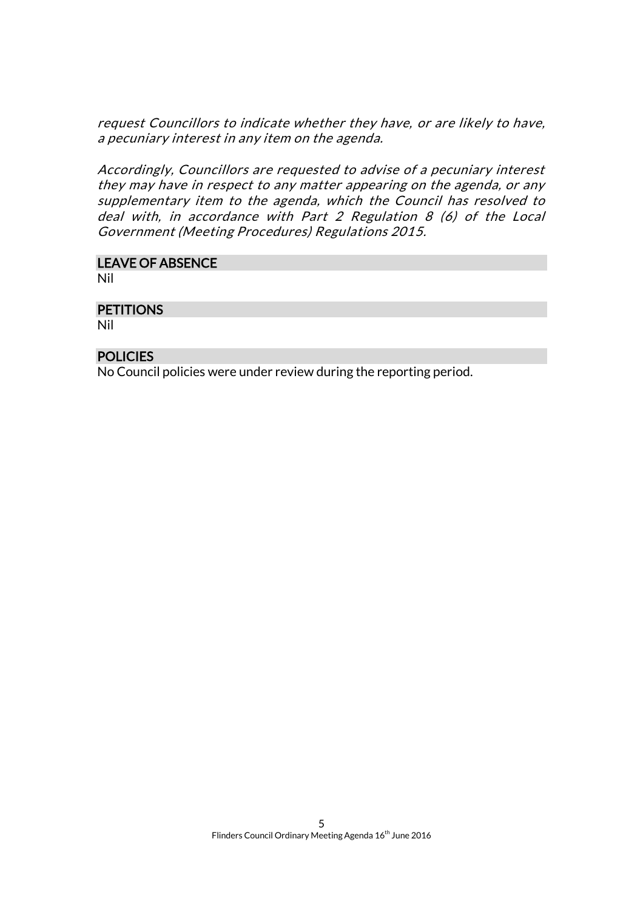*request Councillors to indicate whether they have, or are likely to have, a pecuniary interest in any item on the agenda.*

*Accordingly, Councillors are requested to advise of a pecuniary interest they may have in respect to any matter appearing on the agenda, or any supplementary item to the agenda, which the Council has resolved to deal with, in accordance with Part 2 Regulation 8 (6) of the Local Government (Meeting Procedures) Regulations 2015.*

## LEAVE OF ABSENCE

Nil

## PETITIONS

Nil

## POLICIES

No Council policies were under review during the reporting period.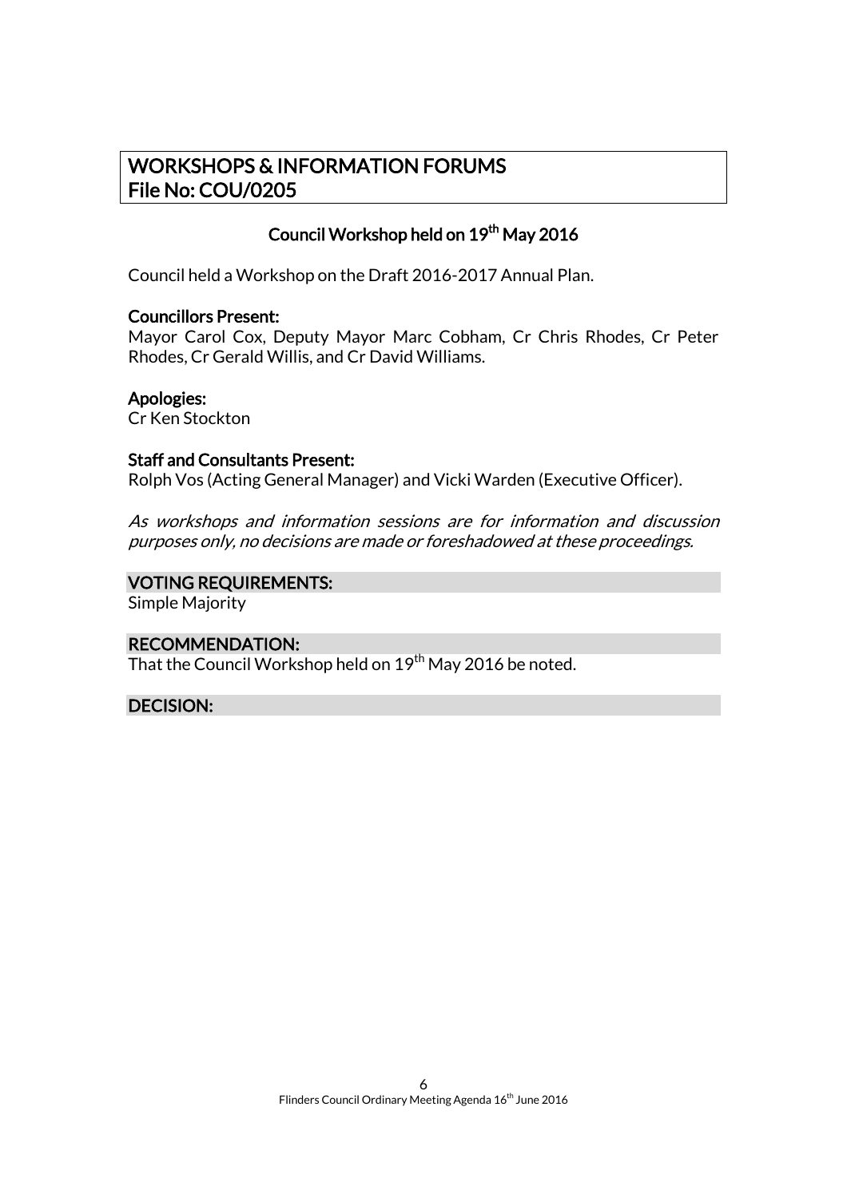# WORKSHOPS & INFORMATION FORUMS
# File No: COU/0205

## Council Workshop held on 19th May 2016

Council held a Workshop on the Draft 2016-2017 Annual Plan.

**Councillors Present:**
Mayor Carol Cox, Deputy Mayor Marc Cobham, Cr Chris Rhodes, Cr Peter Rhodes, Cr Gerald Willis, and Cr David Williams.

**Apologies:**
Cr Ken Stockton

**Staff and Consultants Present:**
Rolph Vos (Acting General Manager) and Vicki Warden (Executive Officer).

*As workshops and information sessions are for information and discussion purposes only, no decisions are made or foreshadowed at these proceedings.*

**VOTING REQUIREMENTS:**
Simple Majority

**RECOMMENDATION:**
That the Council Workshop held on 19th May 2016 be noted.

**DECISION:**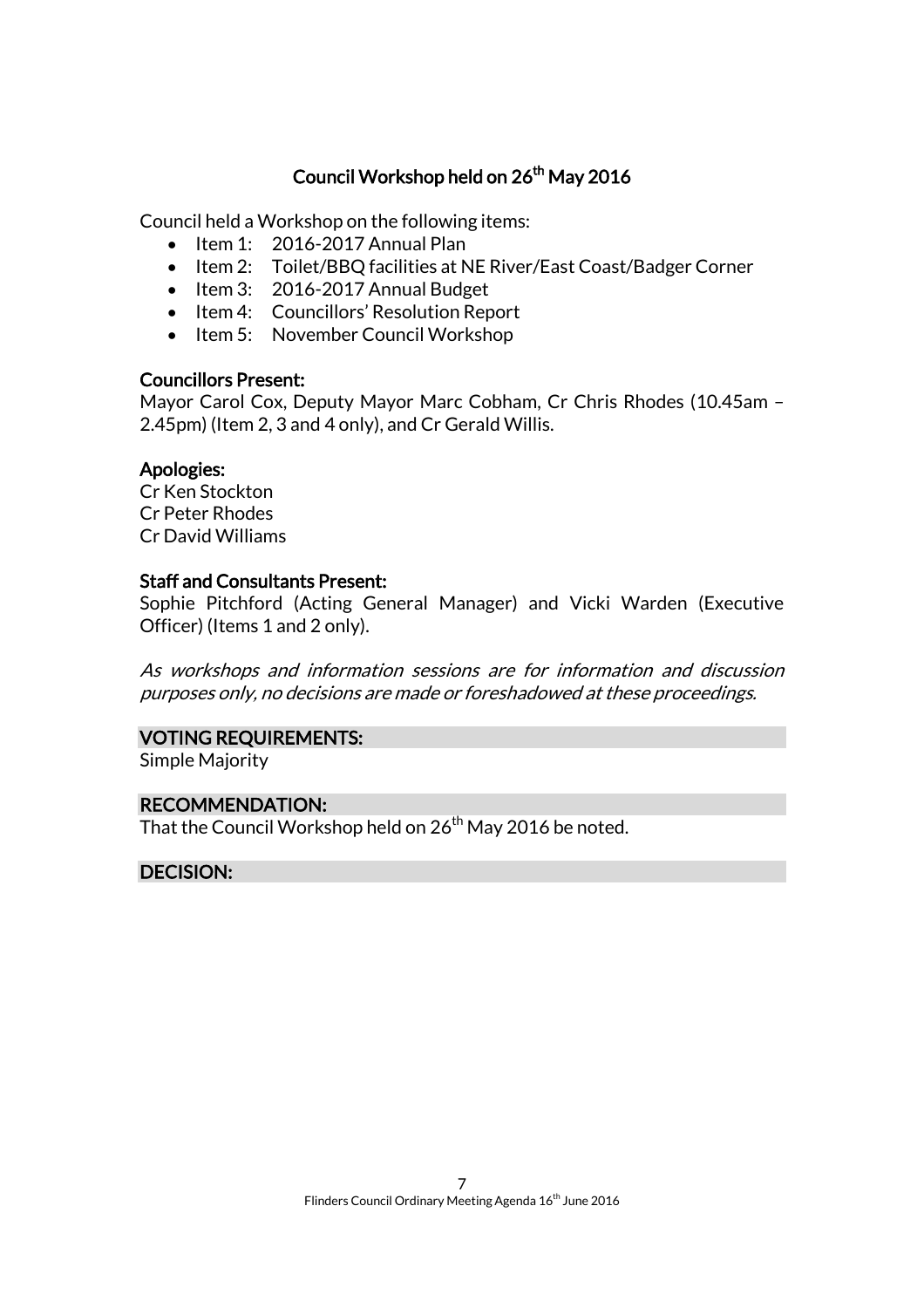## Council Workshop held on 26th May 2016

Council held a Workshop on the following items:

- Item 1: 2016-2017 Annual Plan
- Item 2: Toilet/BBQ facilities at NE River/East Coast/Badger Corner
- Item 3: 2016-2017 Annual Budget
- Item 4: Councillors' Resolution Report
- Item 5: November Council Workshop

**Councillors Present:**
Mayor Carol Cox, Deputy Mayor Marc Cobham, Cr Chris Rhodes (10.45am – 2.45pm) (Item 2, 3 and 4 only), and Cr Gerald Willis.

**Apologies:**
Cr Ken Stockton
Cr Peter Rhodes
Cr David Williams

**Staff and Consultants Present:**
Sophie Pitchford (Acting General Manager) and Vicki Warden (Executive Officer) (Items 1 and 2 only).

*As workshops and information sessions are for information and discussion purposes only, no decisions are made or foreshadowed at these proceedings.*

**VOTING REQUIREMENTS:**
Simple Majority

**RECOMMENDATION:**
That the Council Workshop held on 26th May 2016 be noted.

**DECISION:**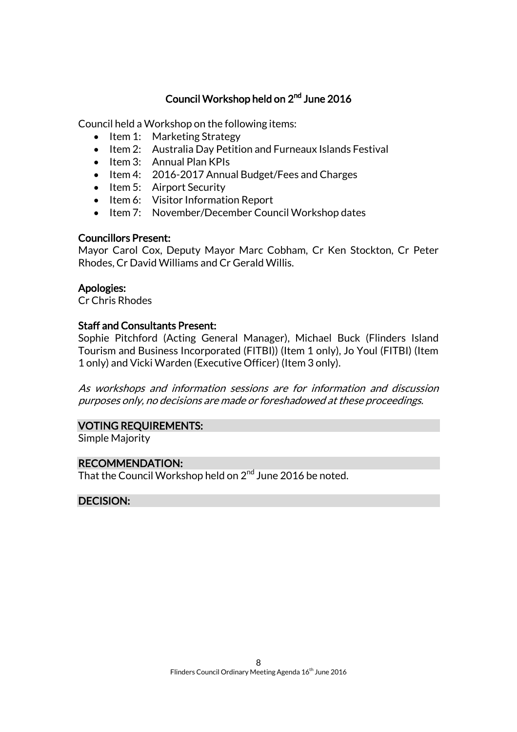## Council Workshop held on 2nd June 2016

Council held a Workshop on the following items:

- Item 1: Marketing Strategy
- Item 2: Australia Day Petition and Furneaux Islands Festival
- Item 3: Annual Plan KPIs
- Item 4: 2016-2017 Annual Budget/Fees and Charges
- Item 5: Airport Security
- Item 6: Visitor Information Report
- Item 7: November/December Council Workshop dates

**Councillors Present:**
Mayor Carol Cox, Deputy Mayor Marc Cobham, Cr Ken Stockton, Cr Peter Rhodes, Cr David Williams and Cr Gerald Willis.

**Apologies:**
Cr Chris Rhodes

**Staff and Consultants Present:**
Sophie Pitchford (Acting General Manager), Michael Buck (Flinders Island Tourism and Business Incorporated (FITBI)) (Item 1 only), Jo Youl (FITBI) (Item 1 only) and Vicki Warden (Executive Officer) (Item 3 only).

*As workshops and information sessions are for information and discussion purposes only, no decisions are made or foreshadowed at these proceedings.*

**VOTING REQUIREMENTS:**
Simple Majority

**RECOMMENDATION:**
That the Council Workshop held on 2nd June 2016 be noted.

**DECISION:**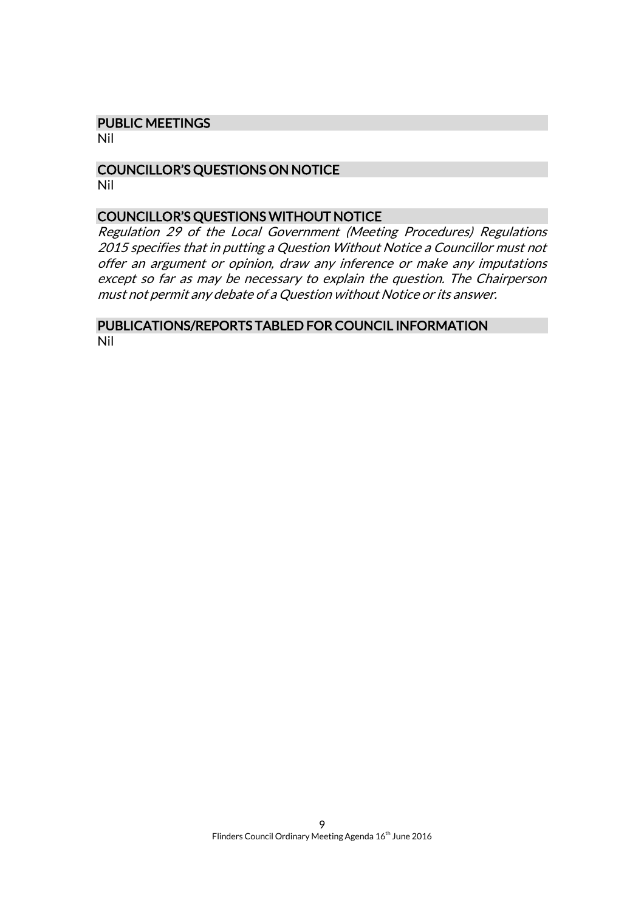## PUBLIC MEETINGS

Nil

## COUNCILLOR'S QUESTIONS ON NOTICE

Nil

## COUNCILLOR'S QUESTIONS WITHOUT NOTICE

*Regulation 29 of the Local Government (Meeting Procedures) Regulations 2015 specifies that in putting a Question Without Notice a Councillor must not offer an argument or opinion, draw any inference or make any imputations except so far as may be necessary to explain the question. The Chairperson must not permit any debate of a Question without Notice or its answer.*

## PUBLICATIONS/REPORTS TABLED FOR COUNCIL INFORMATION

Nil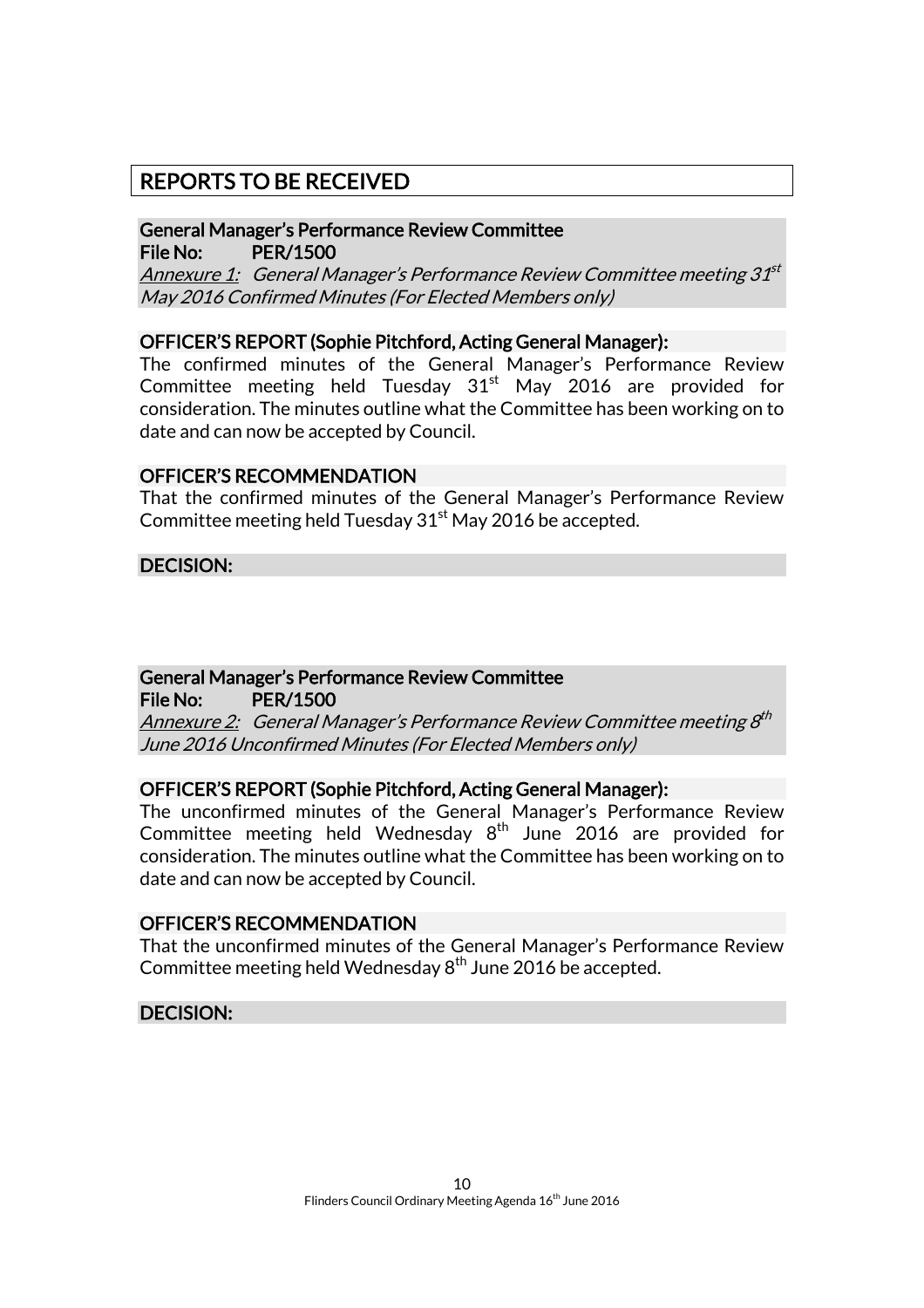# REPORTS TO BE RECEIVED

**General Manager's Performance Review Committee**
**File No: PER/1500**
*<u>Annexure 1:</u> General Manager's Performance Review Committee meeting 31st May 2016 Confirmed Minutes (For Elected Members only)*

**OFFICER'S REPORT (Sophie Pitchford, Acting General Manager):**

The confirmed minutes of the General Manager's Performance Review Committee meeting held Tuesday 31st May 2016 are provided for consideration. The minutes outline what the Committee has been working on to date and can now be accepted by Council.

**OFFICER'S RECOMMENDATION**

That the confirmed minutes of the General Manager's Performance Review Committee meeting held Tuesday 31st May 2016 be accepted.

**DECISION:**

**General Manager's Performance Review Committee**
**File No: PER/1500**
*<u>Annexure 2:</u> General Manager's Performance Review Committee meeting 8th June 2016 Unconfirmed Minutes (For Elected Members only)*

**OFFICER'S REPORT (Sophie Pitchford, Acting General Manager):**

The unconfirmed minutes of the General Manager's Performance Review Committee meeting held Wednesday 8th June 2016 are provided for consideration. The minutes outline what the Committee has been working on to date and can now be accepted by Council.

**OFFICER'S RECOMMENDATION**

That the unconfirmed minutes of the General Manager's Performance Review Committee meeting held Wednesday 8th June 2016 be accepted.

**DECISION:**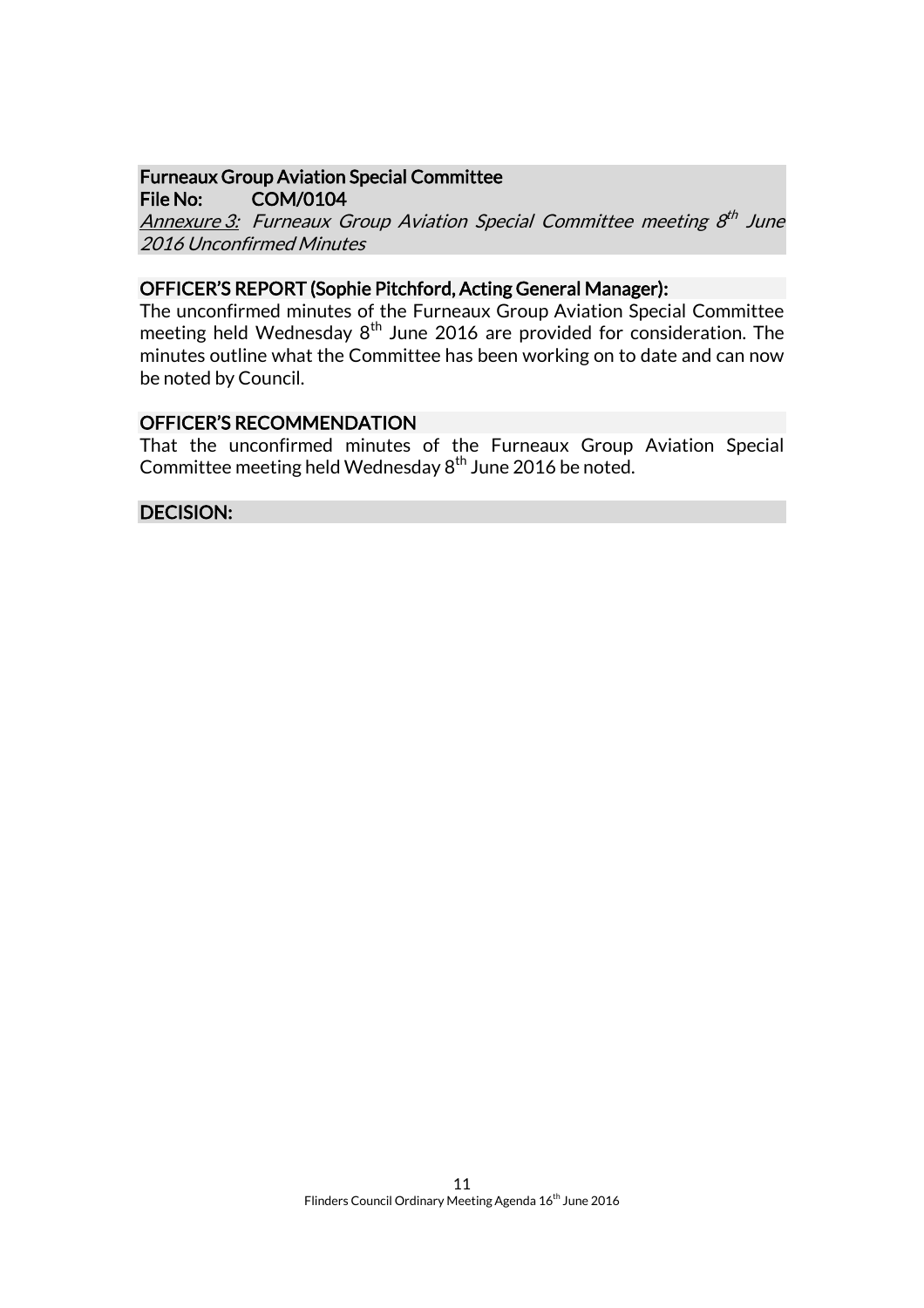**Furneaux Group Aviation Special Committee**
**File No: COM/0104**

*__Annexure 3:__ Furneaux Group Aviation Special Committee meeting 8th June 2016 Unconfirmed Minutes*

**OFFICER'S REPORT (Sophie Pitchford, Acting General Manager):**

The unconfirmed minutes of the Furneaux Group Aviation Special Committee meeting held Wednesday 8th June 2016 are provided for consideration. The minutes outline what the Committee has been working on to date and can now be noted by Council.

**OFFICER'S RECOMMENDATION**

That the unconfirmed minutes of the Furneaux Group Aviation Special Committee meeting held Wednesday 8th June 2016 be noted.

**DECISION:**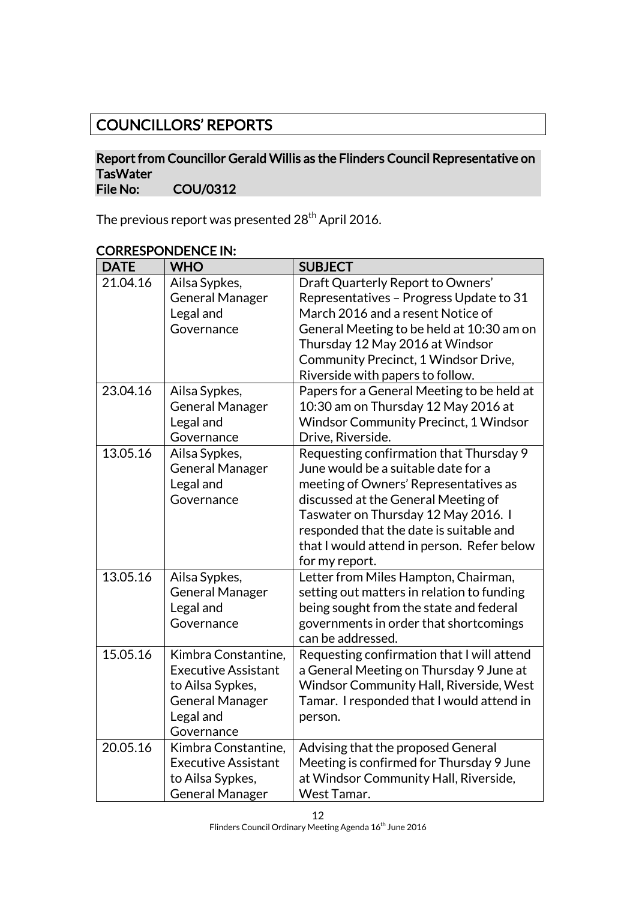# COUNCILLORS' REPORTS

## Report from Councillor Gerald Willis as the Flinders Council Representative on TasWater

**File No: COU/0312**

The previous report was presented 28th April 2016.

### CORRESPONDENCE IN:

| DATE | WHO | SUBJECT |
|---|---|---|
| 21.04.16 | Ailsa Sypkes, General Manager Legal and Governance | Draft Quarterly Report to Owners' Representatives – Progress Update to 31 March 2016 and a resent Notice of General Meeting to be held at 10:30 am on Thursday 12 May 2016 at Windsor Community Precinct, 1 Windsor Drive, Riverside with papers to follow. |
| 23.04.16 | Ailsa Sypkes, General Manager Legal and Governance | Papers for a General Meeting to be held at 10:30 am on Thursday 12 May 2016 at Windsor Community Precinct, 1 Windsor Drive, Riverside. |
| 13.05.16 | Ailsa Sypkes, General Manager Legal and Governance | Requesting confirmation that Thursday 9 June would be a suitable date for a meeting of Owners' Representatives as discussed at the General Meeting of Taswater on Thursday 12 May 2016. I responded that the date is suitable and that I would attend in person. Refer below for my report. |
| 13.05.16 | Ailsa Sypkes, General Manager Legal and Governance | Letter from Miles Hampton, Chairman, setting out matters in relation to funding being sought from the state and federal governments in order that shortcomings can be addressed. |
| 15.05.16 | Kimbra Constantine, Executive Assistant to Ailsa Sypkes, General Manager Legal and Governance | Requesting confirmation that I will attend a General Meeting on Thursday 9 June at Windsor Community Hall, Riverside, West Tamar. I responded that I would attend in person. |
| 20.05.16 | Kimbra Constantine, Executive Assistant to Ailsa Sypkes, General Manager | Advising that the proposed General Meeting is confirmed for Thursday 9 June at Windsor Community Hall, Riverside, West Tamar. |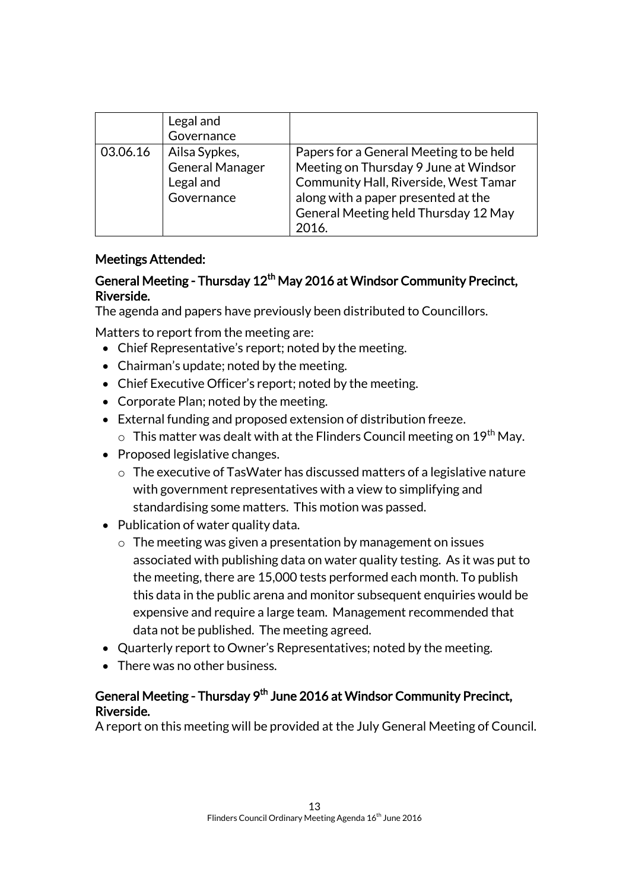| | | |
|---|---|---|
| | Legal and Governance | |
| 03.06.16 | Ailsa Sypkes, General Manager Legal and Governance | Papers for a General Meeting to be held Meeting on Thursday 9 June at Windsor Community Hall, Riverside, West Tamar along with a paper presented at the General Meeting held Thursday 12 May 2016. |

**Meetings Attended:**

**General Meeting - Thursday 12th May 2016 at Windsor Community Precinct, Riverside.**

The agenda and papers have previously been distributed to Councillors.

Matters to report from the meeting are:

- Chief Representative's report; noted by the meeting.
- Chairman's update; noted by the meeting.
- Chief Executive Officer's report; noted by the meeting.
- Corporate Plan; noted by the meeting.
- External funding and proposed extension of distribution freeze.
  - This matter was dealt with at the Flinders Council meeting on 19th May.
- Proposed legislative changes.
  - The executive of TasWater has discussed matters of a legislative nature with government representatives with a view to simplifying and standardising some matters. This motion was passed.
- Publication of water quality data.
  - The meeting was given a presentation by management on issues associated with publishing data on water quality testing. As it was put to the meeting, there are 15,000 tests performed each month. To publish this data in the public arena and monitor subsequent enquiries would be expensive and require a large team. Management recommended that data not be published. The meeting agreed.
- Quarterly report to Owner's Representatives; noted by the meeting.
- There was no other business.

**General Meeting - Thursday 9th June 2016 at Windsor Community Precinct, Riverside.**

A report on this meeting will be provided at the July General Meeting of Council.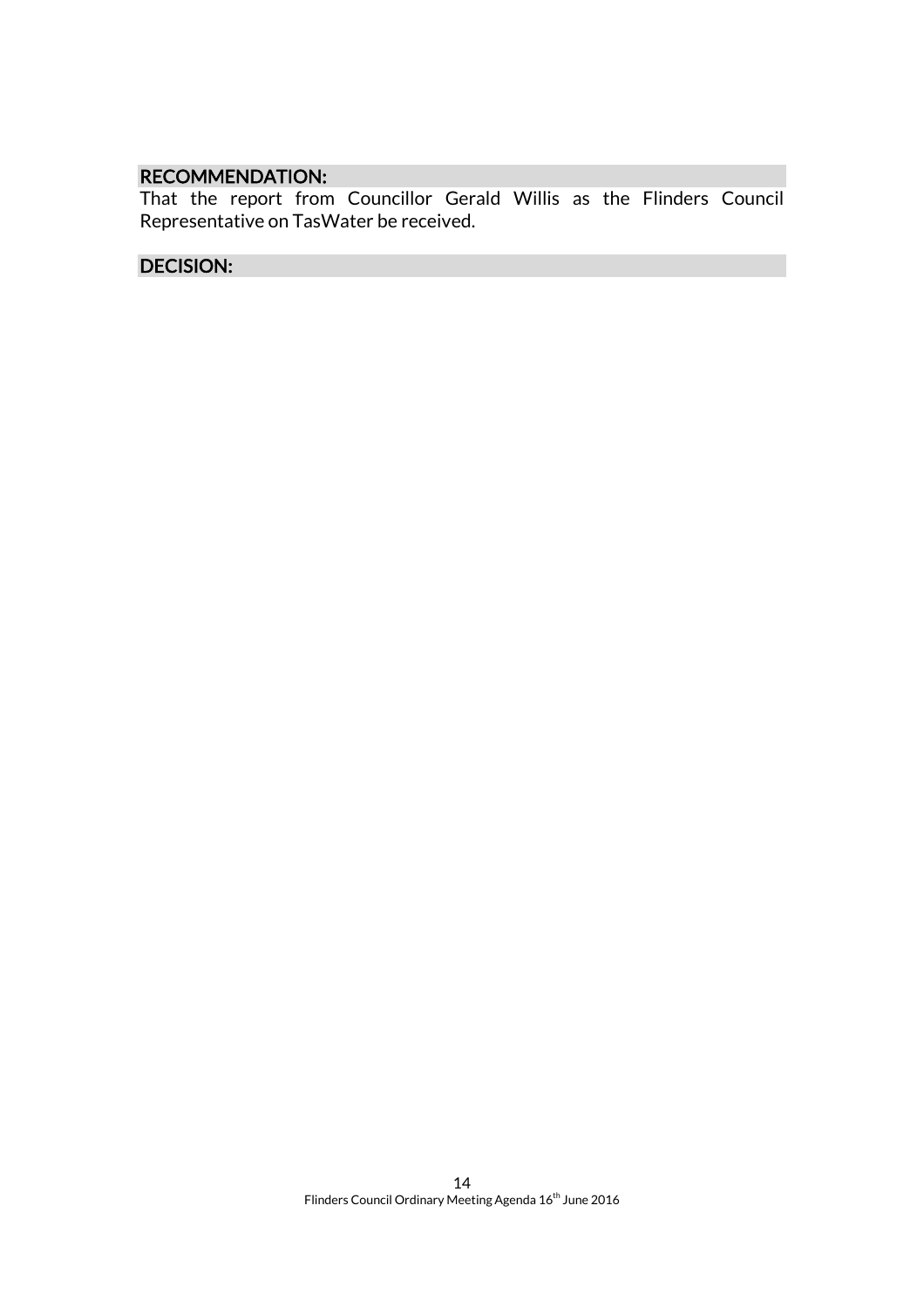**RECOMMENDATION:**

That the report from Councillor Gerald Willis as the Flinders Council Representative on TasWater be received.

**DECISION:**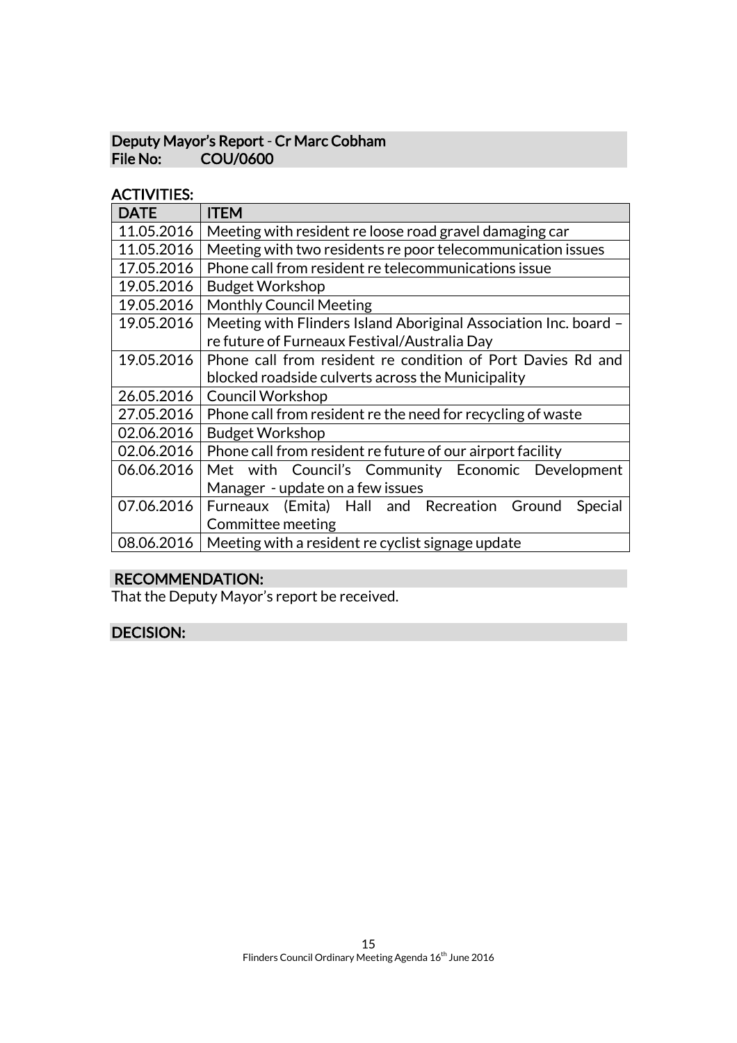## Deputy Mayor's Report - Cr Marc Cobham
**File No: COU/0600**

### ACTIVITIES:

| DATE | ITEM |
| --- | --- |
| 11.05.2016 | Meeting with resident re loose road gravel damaging car |
| 11.05.2016 | Meeting with two residents re poor telecommunication issues |
| 17.05.2016 | Phone call from resident re telecommunications issue |
| 19.05.2016 | Budget Workshop |
| 19.05.2016 | Monthly Council Meeting |
| 19.05.2016 | Meeting with Flinders Island Aboriginal Association Inc. board – re future of Furneaux Festival/Australia Day |
| 19.05.2016 | Phone call from resident re condition of Port Davies Rd and blocked roadside culverts across the Municipality |
| 26.05.2016 | Council Workshop |
| 27.05.2016 | Phone call from resident re the need for recycling of waste |
| 02.06.2016 | Budget Workshop |
| 02.06.2016 | Phone call from resident re future of our airport facility |
| 06.06.2016 | Met with Council's Community Economic Development Manager - update on a few issues |
| 07.06.2016 | Furneaux (Emita) Hall and Recreation Ground Special Committee meeting |
| 08.06.2016 | Meeting with a resident re cyclist signage update |

### RECOMMENDATION:

That the Deputy Mayor's report be received.

### DECISION: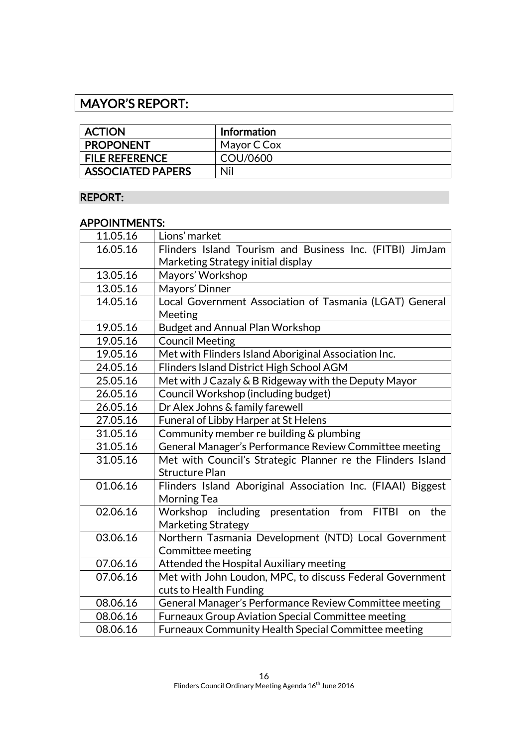## MAYOR'S REPORT:

| ACTION | Information |
|---|---|
| PROPONENT | Mayor C Cox |
| FILE REFERENCE | COU/0600 |
| ASSOCIATED PAPERS | Nil |

### REPORT:

### APPOINTMENTS:

| | |
|---|---|
| 11.05.16 | Lions' market |
| 16.05.16 | Flinders Island Tourism and Business Inc. (FITBI) JimJam Marketing Strategy initial display |
| 13.05.16 | Mayors' Workshop |
| 13.05.16 | Mayors' Dinner |
| 14.05.16 | Local Government Association of Tasmania (LGAT) General Meeting |
| 19.05.16 | Budget and Annual Plan Workshop |
| 19.05.16 | Council Meeting |
| 19.05.16 | Met with Flinders Island Aboriginal Association Inc. |
| 24.05.16 | Flinders Island District High School AGM |
| 25.05.16 | Met with J Cazaly & B Ridgeway with the Deputy Mayor |
| 26.05.16 | Council Workshop (including budget) |
| 26.05.16 | Dr Alex Johns & family farewell |
| 27.05.16 | Funeral of Libby Harper at St Helens |
| 31.05.16 | Community member re building & plumbing |
| 31.05.16 | General Manager's Performance Review Committee meeting |
| 31.05.16 | Met with Council's Strategic Planner re the Flinders Island Structure Plan |
| 01.06.16 | Flinders Island Aboriginal Association Inc. (FIAAI) Biggest Morning Tea |
| 02.06.16 | Workshop including presentation from FITBI on the Marketing Strategy |
| 03.06.16 | Northern Tasmania Development (NTD) Local Government Committee meeting |
| 07.06.16 | Attended the Hospital Auxiliary meeting |
| 07.06.16 | Met with John Loudon, MPC, to discuss Federal Government cuts to Health Funding |
| 08.06.16 | General Manager's Performance Review Committee meeting |
| 08.06.16 | Furneaux Group Aviation Special Committee meeting |
| 08.06.16 | Furneaux Community Health Special Committee meeting |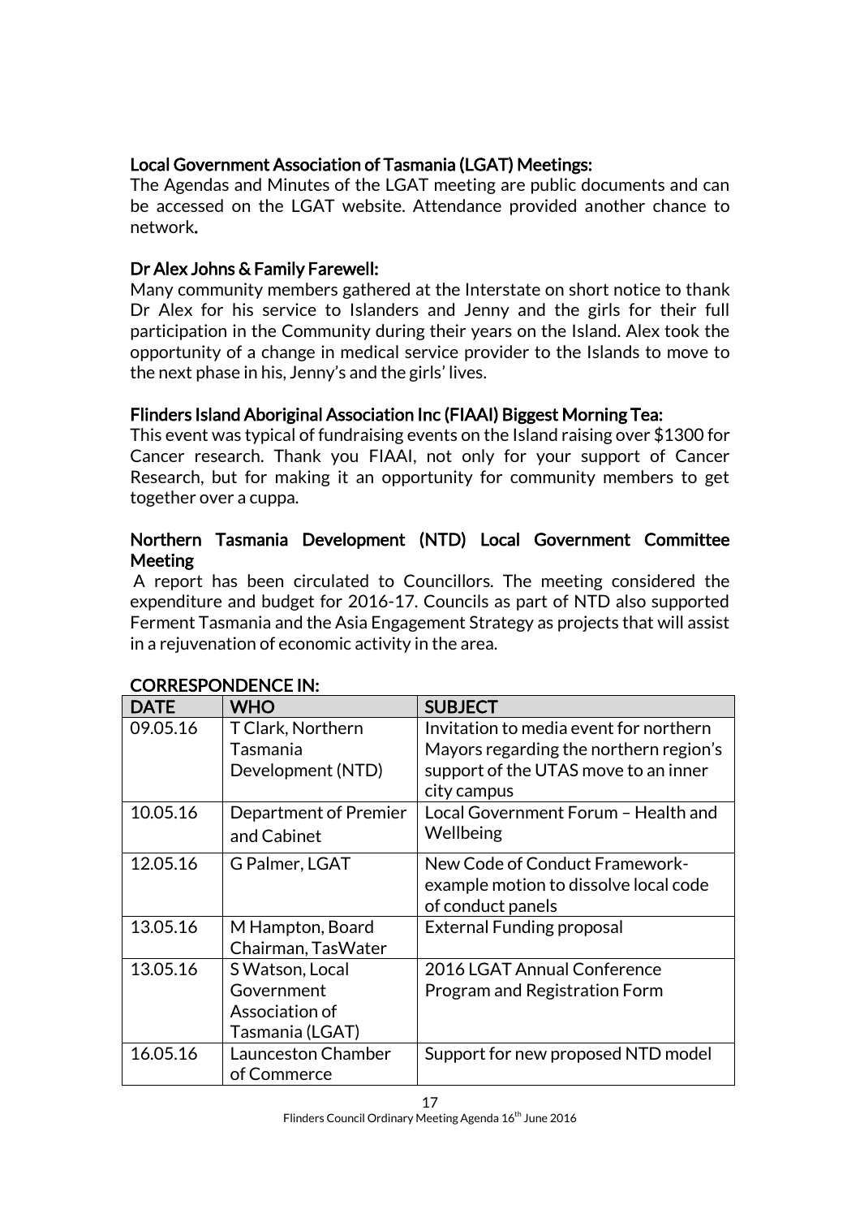**Local Government Association of Tasmania (LGAT) Meetings:**

The Agendas and Minutes of the LGAT meeting are public documents and can be accessed on the LGAT website. Attendance provided another chance to network.

**Dr Alex Johns & Family Farewell:**

Many community members gathered at the Interstate on short notice to thank Dr Alex for his service to Islanders and Jenny and the girls for their full participation in the Community during their years on the Island. Alex took the opportunity of a change in medical service provider to the Islands to move to the next phase in his, Jenny's and the girls' lives.

**Flinders Island Aboriginal Association Inc (FIAAI) Biggest Morning Tea:**

This event was typical of fundraising events on the Island raising over $1300 for Cancer research. Thank you FIAAI, not only for your support of Cancer Research, but for making it an opportunity for community members to get together over a cuppa.

**Northern Tasmania Development (NTD) Local Government Committee Meeting**

A report has been circulated to Councillors. The meeting considered the expenditure and budget for 2016-17. Councils as part of NTD also supported Ferment Tasmania and the Asia Engagement Strategy as projects that will assist in a rejuvenation of economic activity in the area.

**CORRESPONDENCE IN:**

| DATE | WHO | SUBJECT |
|---|---|---|
| 09.05.16 | T Clark, Northern Tasmania Development (NTD) | Invitation to media event for northern Mayors regarding the northern region's support of the UTAS move to an inner city campus |
| 10.05.16 | Department of Premier and Cabinet | Local Government Forum – Health and Wellbeing |
| 12.05.16 | G Palmer, LGAT | New Code of Conduct Framework- example motion to dissolve local code of conduct panels |
| 13.05.16 | M Hampton, Board Chairman, TasWater | External Funding proposal |
| 13.05.16 | S Watson, Local Government Association of Tasmania (LGAT) | 2016 LGAT Annual Conference Program and Registration Form |
| 16.05.16 | Launceston Chamber of Commerce | Support for new proposed NTD model |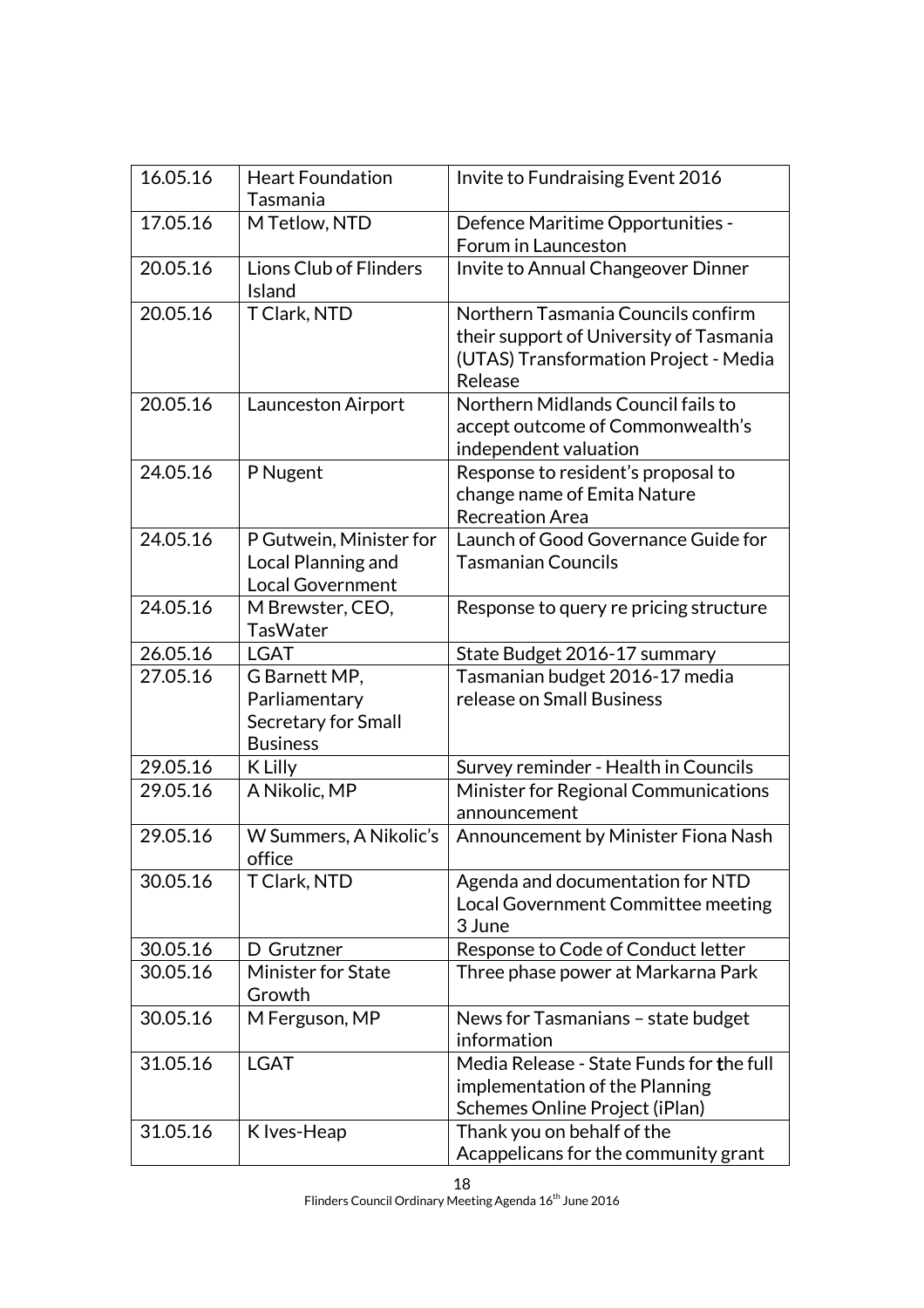| 16.05.16 | Heart Foundation Tasmania | Invite to Fundraising Event 2016 |
|---|---|---|
| 17.05.16 | M Tetlow, NTD | Defence Maritime Opportunities - Forum in Launceston |
| 20.05.16 | Lions Club of Flinders Island | Invite to Annual Changeover Dinner |
| 20.05.16 | T Clark, NTD | Northern Tasmania Councils confirm their support of University of Tasmania (UTAS) Transformation Project - Media Release |
| 20.05.16 | Launceston Airport | Northern Midlands Council fails to accept outcome of Commonwealth's independent valuation |
| 24.05.16 | P Nugent | Response to resident's proposal to change name of Emita Nature Recreation Area |
| 24.05.16 | P Gutwein, Minister for Local Planning and Local Government | Launch of Good Governance Guide for Tasmanian Councils |
| 24.05.16 | M Brewster, CEO, TasWater | Response to query re pricing structure |
| 26.05.16 | LGAT | State Budget 2016-17 summary |
| 27.05.16 | G Barnett MP, Parliamentary Secretary for Small Business | Tasmanian budget 2016-17 media release on Small Business |
| 29.05.16 | K Lilly | Survey reminder - Health in Councils |
| 29.05.16 | A Nikolic, MP | Minister for Regional Communications announcement |
| 29.05.16 | W Summers, A Nikolic's office | Announcement by Minister Fiona Nash |
| 30.05.16 | T Clark, NTD | Agenda and documentation for NTD Local Government Committee meeting 3 June |
| 30.05.16 | D Grutzner | Response to Code of Conduct letter |
| 30.05.16 | Minister for State Growth | Three phase power at Markarna Park |
| 30.05.16 | M Ferguson, MP | News for Tasmanians – state budget information |
| 31.05.16 | LGAT | Media Release - State Funds for the full implementation of the Planning Schemes Online Project (iPlan) |
| 31.05.16 | K Ives-Heap | Thank you on behalf of the Acappelicans for the community grant |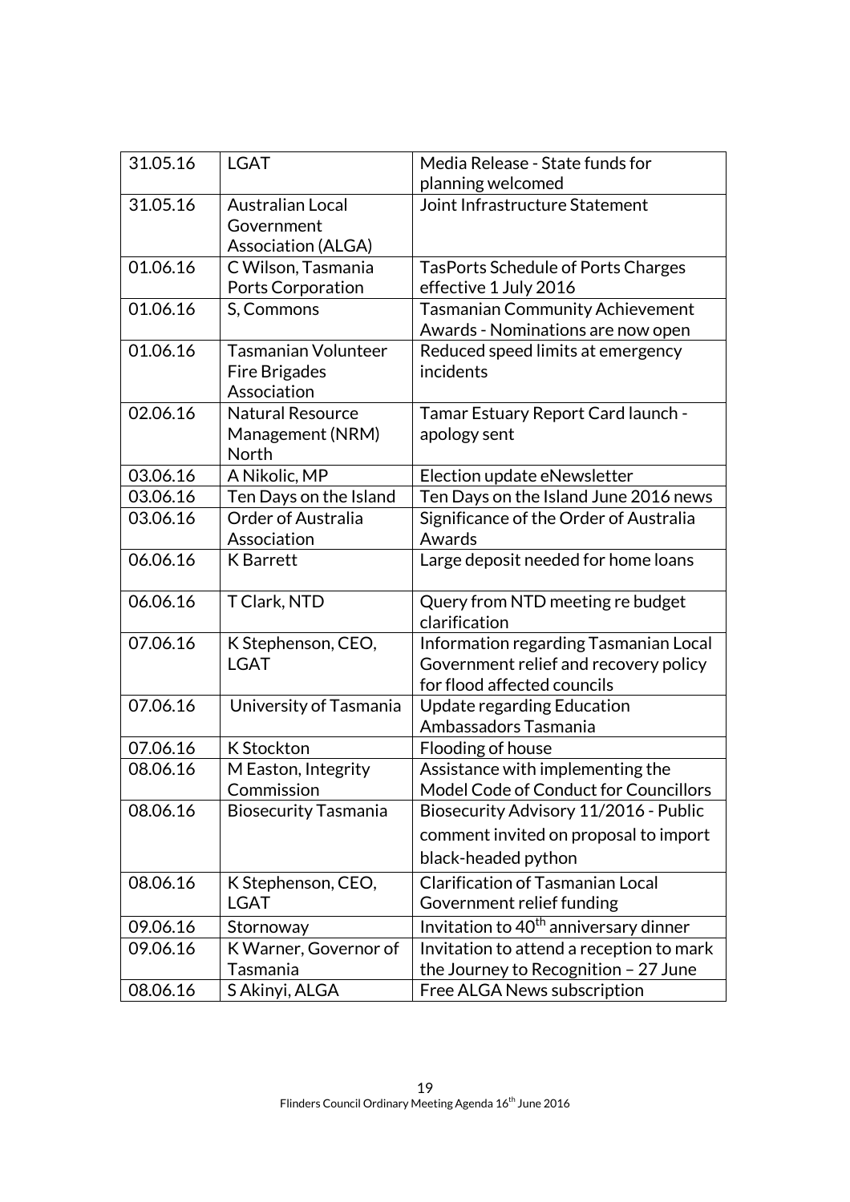| 31.05.16 | LGAT | Media Release - State funds for planning welcomed |
|---|---|---|
| 31.05.16 | Australian Local Government Association (ALGA) | Joint Infrastructure Statement |
| 01.06.16 | C Wilson, Tasmania Ports Corporation | TasPorts Schedule of Ports Charges effective 1 July 2016 |
| 01.06.16 | S, Commons | Tasmanian Community Achievement Awards - Nominations are now open |
| 01.06.16 | Tasmanian Volunteer Fire Brigades Association | Reduced speed limits at emergency incidents |
| 02.06.16 | Natural Resource Management (NRM) North | Tamar Estuary Report Card launch - apology sent |
| 03.06.16 | A Nikolic, MP | Election update eNewsletter |
| 03.06.16 | Ten Days on the Island | Ten Days on the Island June 2016 news |
| 03.06.16 | Order of Australia Association | Significance of the Order of Australia Awards |
| 06.06.16 | K Barrett | Large deposit needed for home loans |
| 06.06.16 | T Clark, NTD | Query from NTD meeting re budget clarification |
| 07.06.16 | K Stephenson, CEO, LGAT | Information regarding Tasmanian Local Government relief and recovery policy for flood affected councils |
| 07.06.16 | University of Tasmania | Update regarding Education Ambassadors Tasmania |
| 07.06.16 | K Stockton | Flooding of house |
| 08.06.16 | M Easton, Integrity Commission | Assistance with implementing the Model Code of Conduct for Councillors |
| 08.06.16 | Biosecurity Tasmania | Biosecurity Advisory 11/2016 - Public comment invited on proposal to import black-headed python |
| 08.06.16 | K Stephenson, CEO, LGAT | Clarification of Tasmanian Local Government relief funding |
| 09.06.16 | Stornoway | Invitation to 40th anniversary dinner |
| 09.06.16 | K Warner, Governor of Tasmania | Invitation to attend a reception to mark the Journey to Recognition – 27 June |
| 08.06.16 | S Akinyi, ALGA | Free ALGA News subscription |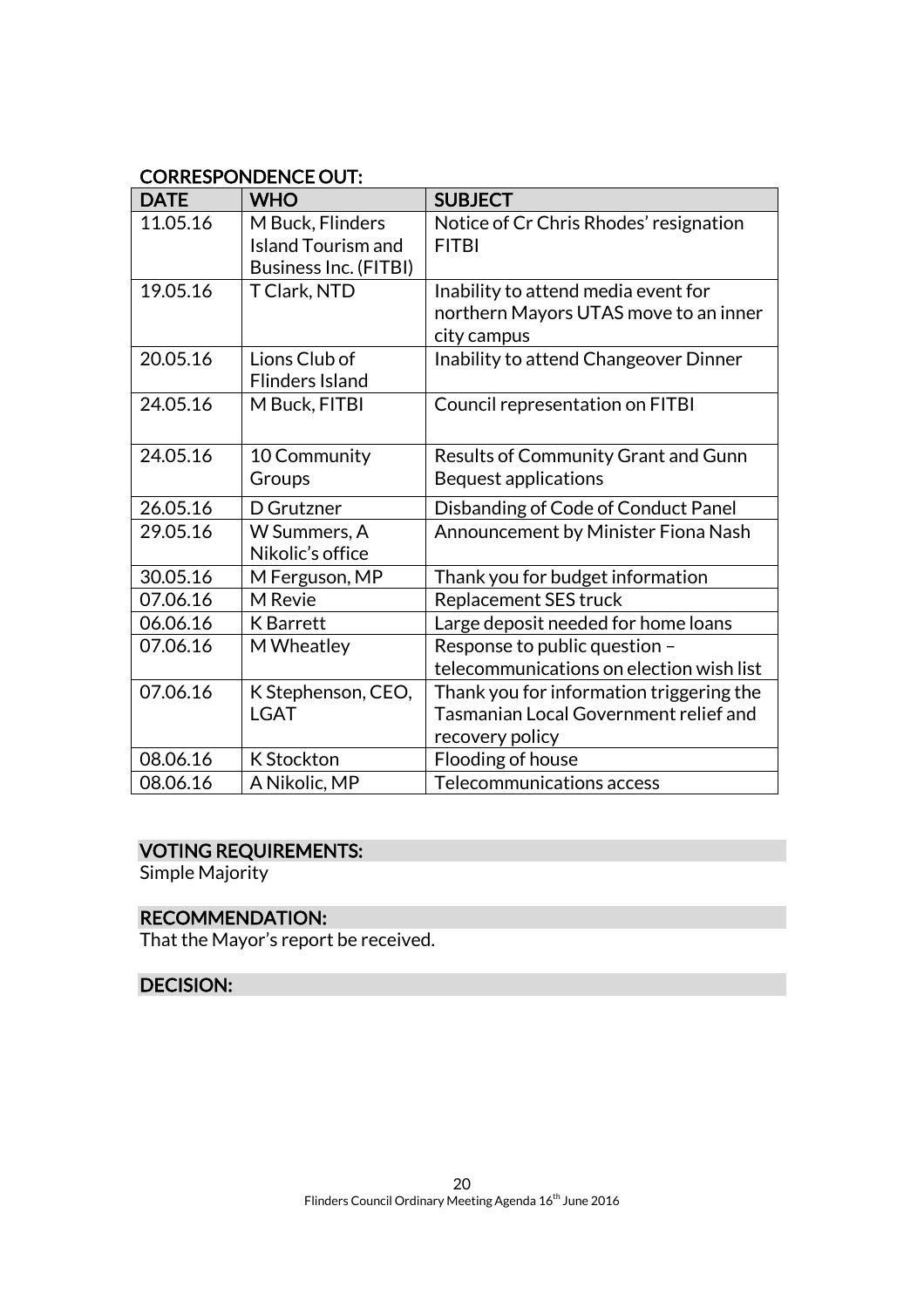## CORRESPONDENCE OUT:

| DATE | WHO | SUBJECT |
|---|---|---|
| 11.05.16 | M Buck, Flinders Island Tourism and Business Inc. (FITBI) | Notice of Cr Chris Rhodes' resignation FITBI |
| 19.05.16 | T Clark, NTD | Inability to attend media event for northern Mayors UTAS move to an inner city campus |
| 20.05.16 | Lions Club of Flinders Island | Inability to attend Changeover Dinner |
| 24.05.16 | M Buck, FITBI | Council representation on FITBI |
| 24.05.16 | 10 Community Groups | Results of Community Grant and Gunn Bequest applications |
| 26.05.16 | D Grutzner | Disbanding of Code of Conduct Panel |
| 29.05.16 | W Summers, A Nikolic's office | Announcement by Minister Fiona Nash |
| 30.05.16 | M Ferguson, MP | Thank you for budget information |
| 07.06.16 | M Revie | Replacement SES truck |
| 06.06.16 | K Barrett | Large deposit needed for home loans |
| 07.06.16 | M Wheatley | Response to public question – telecommunications on election wish list |
| 07.06.16 | K Stephenson, CEO, LGAT | Thank you for information triggering the Tasmanian Local Government relief and recovery policy |
| 08.06.16 | K Stockton | Flooding of house |
| 08.06.16 | A Nikolic, MP | Telecommunications access |

## VOTING REQUIREMENTS:

Simple Majority

## RECOMMENDATION:

That the Mayor's report be received.

## DECISION: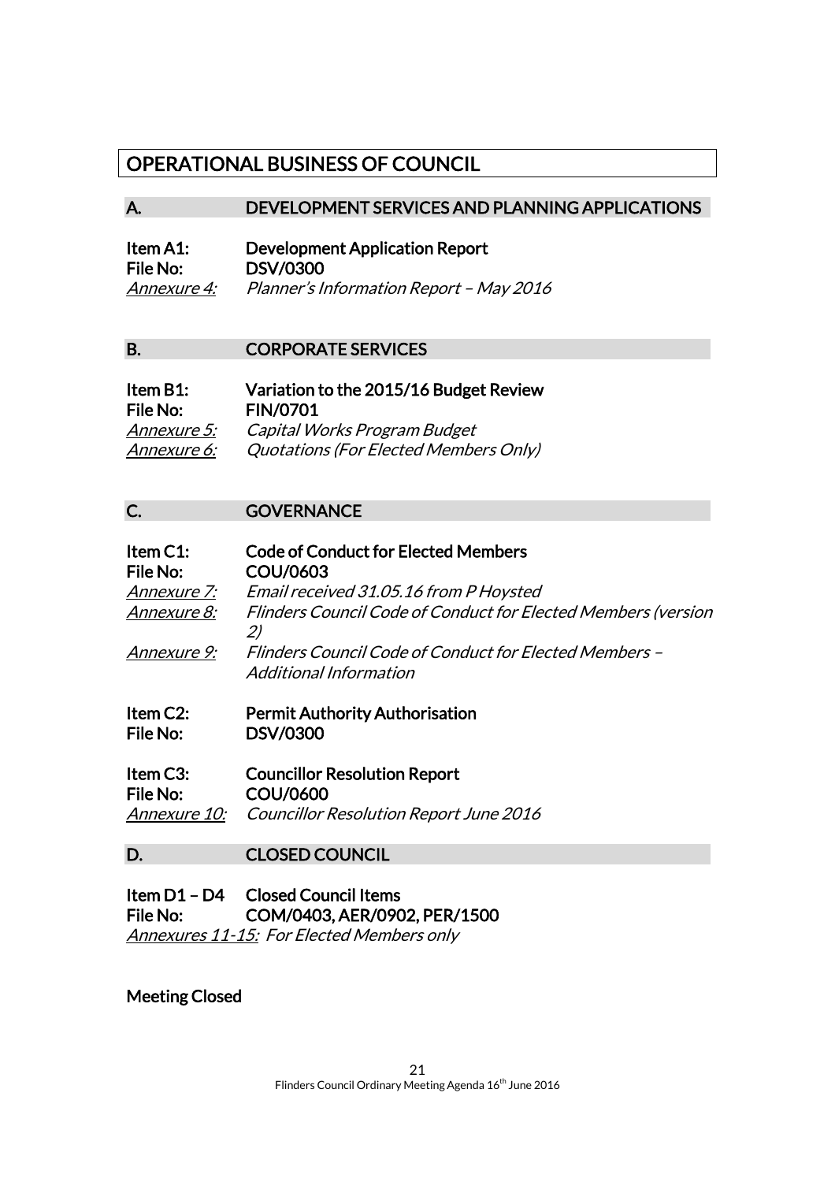# OPERATIONAL BUSINESS OF COUNCIL

## A. DEVELOPMENT SERVICES AND PLANNING APPLICATIONS

**Item A1:** **Development Application Report**
**File No:** **DSV/0300**
*Annexure 4:* *Planner's Information Report – May 2016*

## B. CORPORATE SERVICES

**Item B1:** **Variation to the 2015/16 Budget Review**
**File No:** **FIN/0701**
*Annexure 5:* *Capital Works Program Budget*
*Annexure 6:* *Quotations (For Elected Members Only)*

## C. GOVERNANCE

**Item C1:** **Code of Conduct for Elected Members**
**File No:** **COU/0603**
*Annexure 7:* *Email received 31.05.16 from P Hoysted*
*Annexure 8:* *Flinders Council Code of Conduct for Elected Members (version 2)*
*Annexure 9:* *Flinders Council Code of Conduct for Elected Members – Additional Information*

**Item C2:** **Permit Authority Authorisation**
**File No:** **DSV/0300**

**Item C3:** **Councillor Resolution Report**
**File No:** **COU/0600**
*Annexure 10:* *Councillor Resolution Report June 2016*

## D. CLOSED COUNCIL

**Item D1 – D4** **Closed Council Items**
**File No:** **COM/0403, AER/0902, PER/1500**
*Annexures 11-15: For Elected Members only*

**Meeting Closed**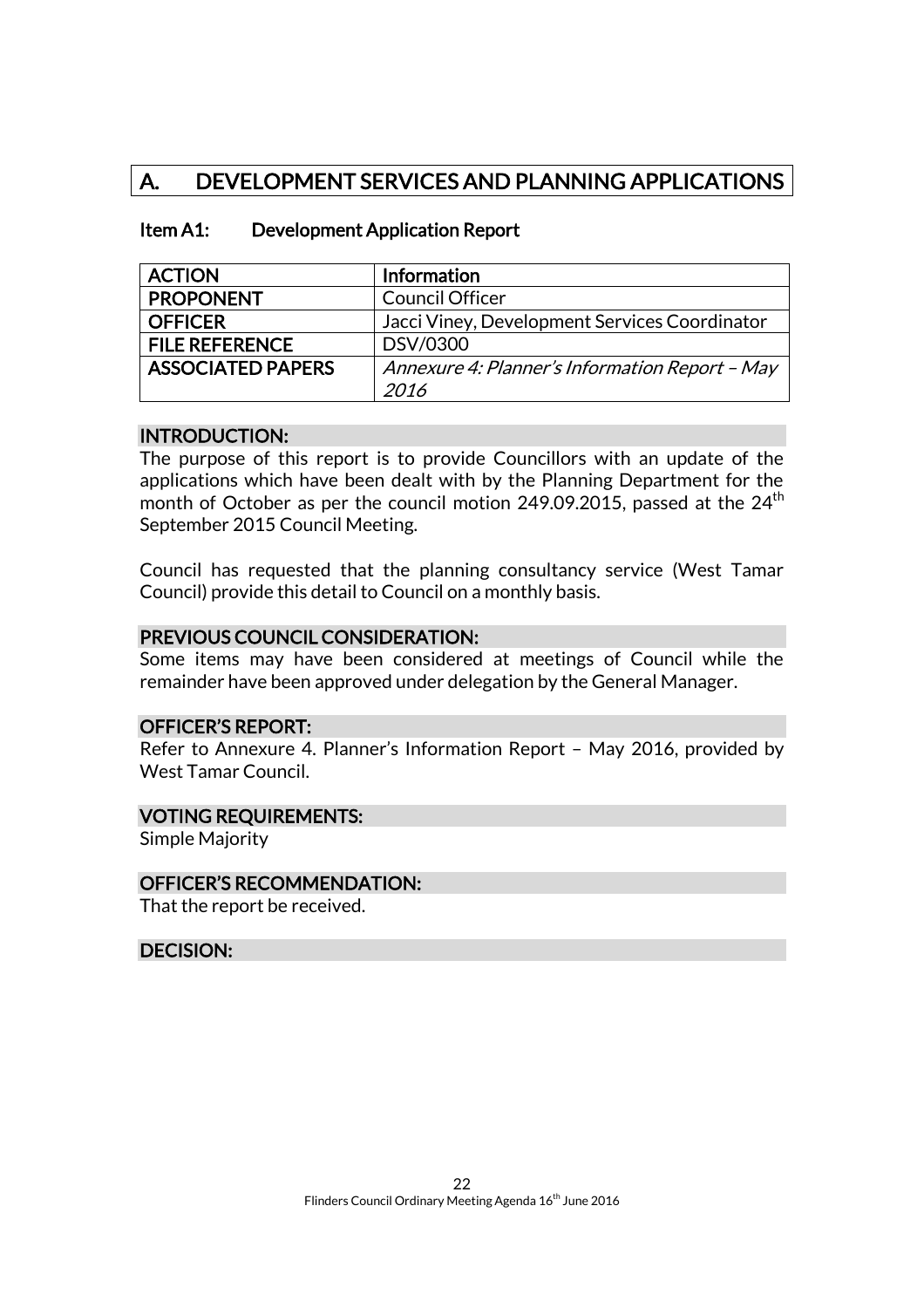# A. DEVELOPMENT SERVICES AND PLANNING APPLICATIONS

## Item A1: Development Application Report

| ACTION | Information |
|---|---|
| PROPONENT | Council Officer |
| OFFICER | Jacci Viney, Development Services Coordinator |
| FILE REFERENCE | DSV/0300 |
| ASSOCIATED PAPERS | *Annexure 4: Planner's Information Report – May 2016* |

### INTRODUCTION:

The purpose of this report is to provide Councillors with an update of the applications which have been dealt with by the Planning Department for the month of October as per the council motion 249.09.2015, passed at the 24th September 2015 Council Meeting.

Council has requested that the planning consultancy service (West Tamar Council) provide this detail to Council on a monthly basis.

### PREVIOUS COUNCIL CONSIDERATION:

Some items may have been considered at meetings of Council while the remainder have been approved under delegation by the General Manager.

### OFFICER'S REPORT:

Refer to Annexure 4. Planner's Information Report – May 2016, provided by West Tamar Council.

### VOTING REQUIREMENTS:

Simple Majority

### OFFICER'S RECOMMENDATION:

That the report be received.

### DECISION: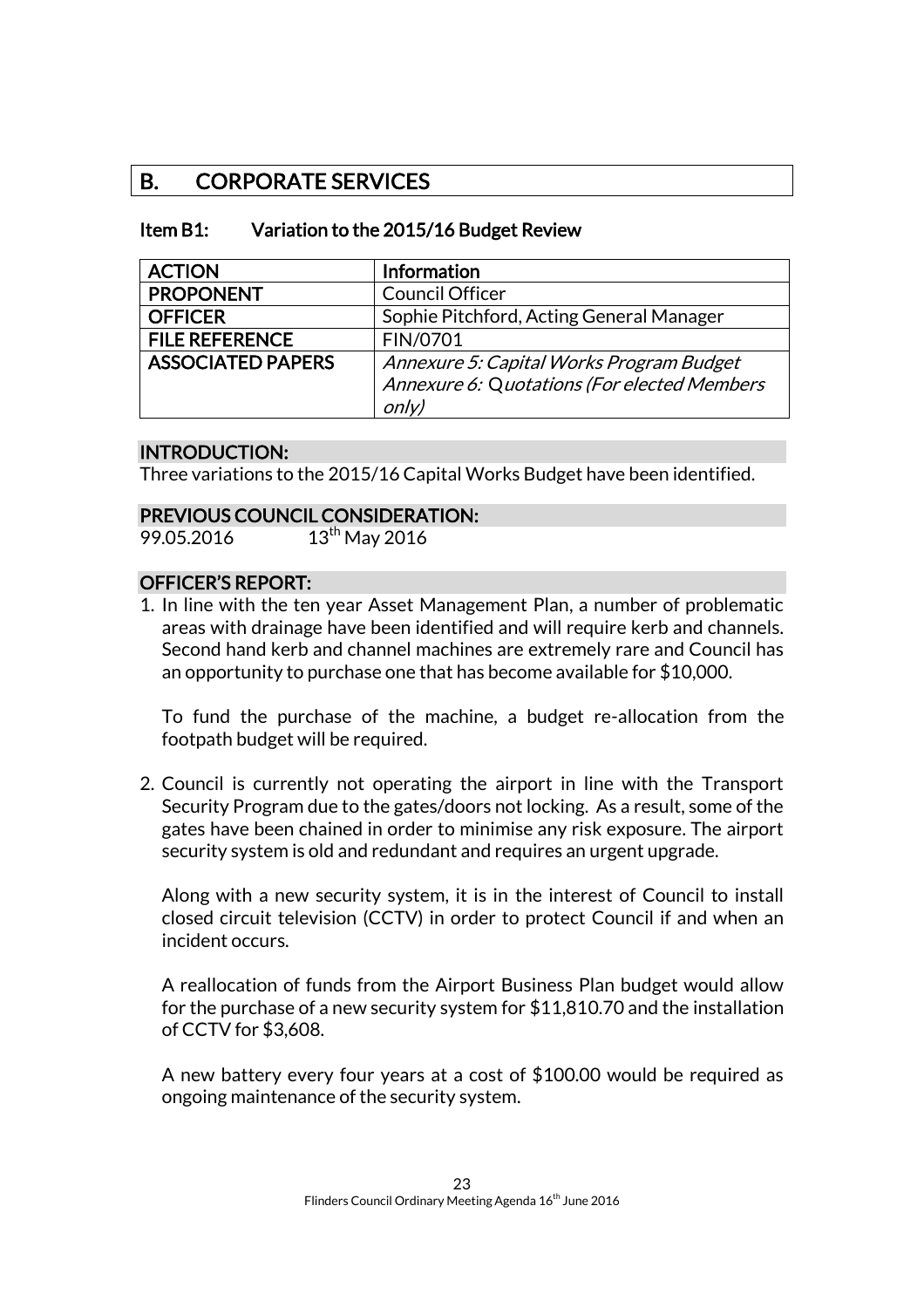## B. CORPORATE SERVICES

### Item B1: Variation to the 2015/16 Budget Review

| ACTION | Information |
|---|---|
| PROPONENT | Council Officer |
| OFFICER | Sophie Pitchford, Acting General Manager |
| FILE REFERENCE | FIN/0701 |
| ASSOCIATED PAPERS | *Annexure 5: Capital Works Program Budget*<br>*Annexure 6:* Q*uotations (For elected Members only)* |

**INTRODUCTION:**

Three variations to the 2015/16 Capital Works Budget have been identified.

**PREVIOUS COUNCIL CONSIDERATION:**

99.05.2016 13th May 2016

**OFFICER'S REPORT:**

1. In line with the ten year Asset Management Plan, a number of problematic areas with drainage have been identified and will require kerb and channels. Second hand kerb and channel machines are extremely rare and Council has an opportunity to purchase one that has become available for $10,000.

   To fund the purchase of the machine, a budget re-allocation from the footpath budget will be required.

2. Council is currently not operating the airport in line with the Transport Security Program due to the gates/doors not locking. As a result, some of the gates have been chained in order to minimise any risk exposure. The airport security system is old and redundant and requires an urgent upgrade.

   Along with a new security system, it is in the interest of Council to install closed circuit television (CCTV) in order to protect Council if and when an incident occurs.

   A reallocation of funds from the Airport Business Plan budget would allow for the purchase of a new security system for $11,810.70 and the installation of CCTV for $3,608.

   A new battery every four years at a cost of $100.00 would be required as ongoing maintenance of the security system.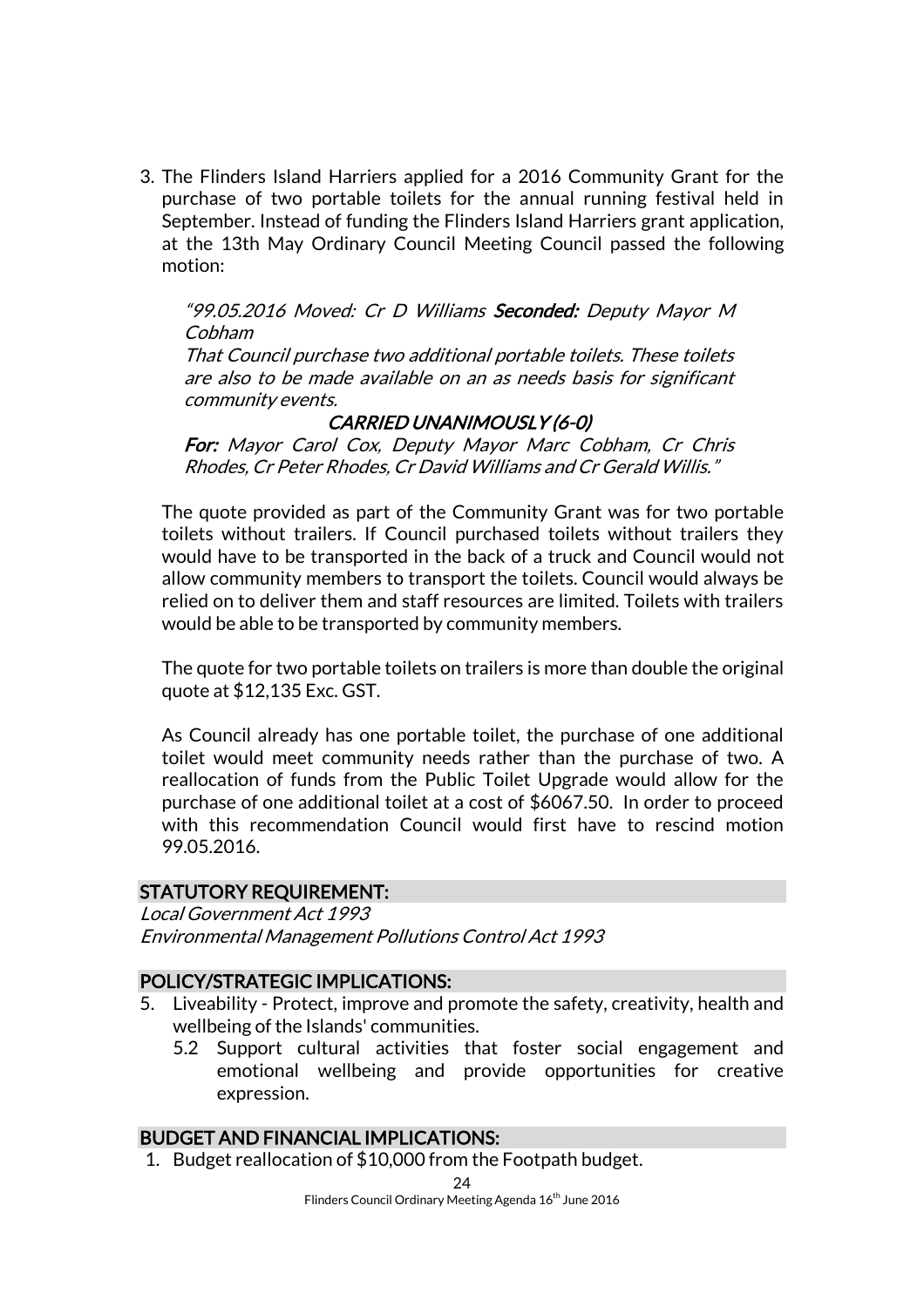3. The Flinders Island Harriers applied for a 2016 Community Grant for the purchase of two portable toilets for the annual running festival held in September. Instead of funding the Flinders Island Harriers grant application, at the 13th May Ordinary Council Meeting Council passed the following motion:

   *"99.05.2016 Moved: Cr D Williams* ***Seconded:*** *Deputy Mayor M Cobham*
   *That Council purchase two additional portable toilets. These toilets are also to be made available on an as needs basis for significant community events.*
   ***CARRIED UNANIMOUSLY (6-0)***
   ***For:*** *Mayor Carol Cox, Deputy Mayor Marc Cobham, Cr Chris Rhodes, Cr Peter Rhodes, Cr David Williams and Cr Gerald Willis."*

   The quote provided as part of the Community Grant was for two portable toilets without trailers. If Council purchased toilets without trailers they would have to be transported in the back of a truck and Council would not allow community members to transport the toilets. Council would always be relied on to deliver them and staff resources are limited. Toilets with trailers would be able to be transported by community members.

   The quote for two portable toilets on trailers is more than double the original quote at $12,135 Exc. GST.

   As Council already has one portable toilet, the purchase of one additional toilet would meet community needs rather than the purchase of two. A reallocation of funds from the Public Toilet Upgrade would allow for the purchase of one additional toilet at a cost of $6067.50. In order to proceed with this recommendation Council would first have to rescind motion 99.05.2016.

## STATUTORY REQUIREMENT:

*Local Government Act 1993*
*Environmental Management Pollutions Control Act 1993*

## POLICY/STRATEGIC IMPLICATIONS:

5. Liveability - Protect, improve and promote the safety, creativity, health and wellbeing of the Islands' communities.
   5.2 Support cultural activities that foster social engagement and emotional wellbeing and provide opportunities for creative expression.

## BUDGET AND FINANCIAL IMPLICATIONS:

1. Budget reallocation of $10,000 from the Footpath budget.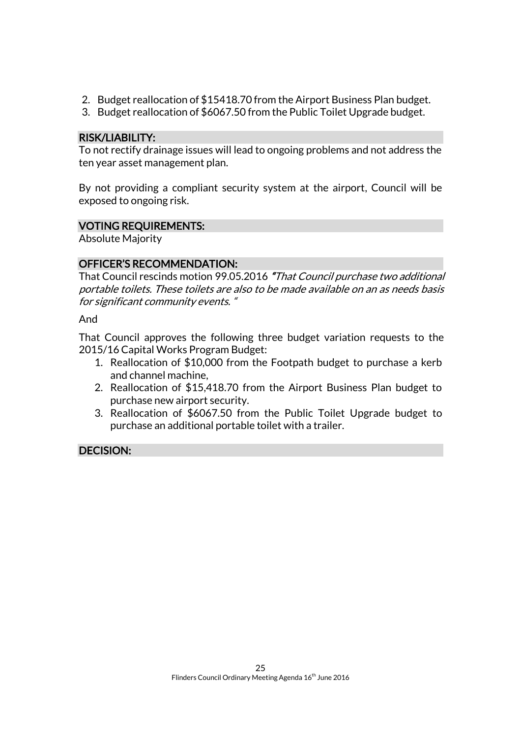2. Budget reallocation of $15418.70 from the Airport Business Plan budget.
3. Budget reallocation of $6067.50 from the Public Toilet Upgrade budget.

## RISK/LIABILITY:

To not rectify drainage issues will lead to ongoing problems and not address the ten year asset management plan.

By not providing a compliant security system at the airport, Council will be exposed to ongoing risk.

## VOTING REQUIREMENTS:

Absolute Majority

## OFFICER'S RECOMMENDATION:

That Council rescinds motion 99.05.2016 *"That Council purchase two additional portable toilets. These toilets are also to be made available on an as needs basis for significant community events. "*

And

That Council approves the following three budget variation requests to the 2015/16 Capital Works Program Budget:

1. Reallocation of $10,000 from the Footpath budget to purchase a kerb and channel machine,
2. Reallocation of $15,418.70 from the Airport Business Plan budget to purchase new airport security.
3. Reallocation of $6067.50 from the Public Toilet Upgrade budget to purchase an additional portable toilet with a trailer.

## DECISION: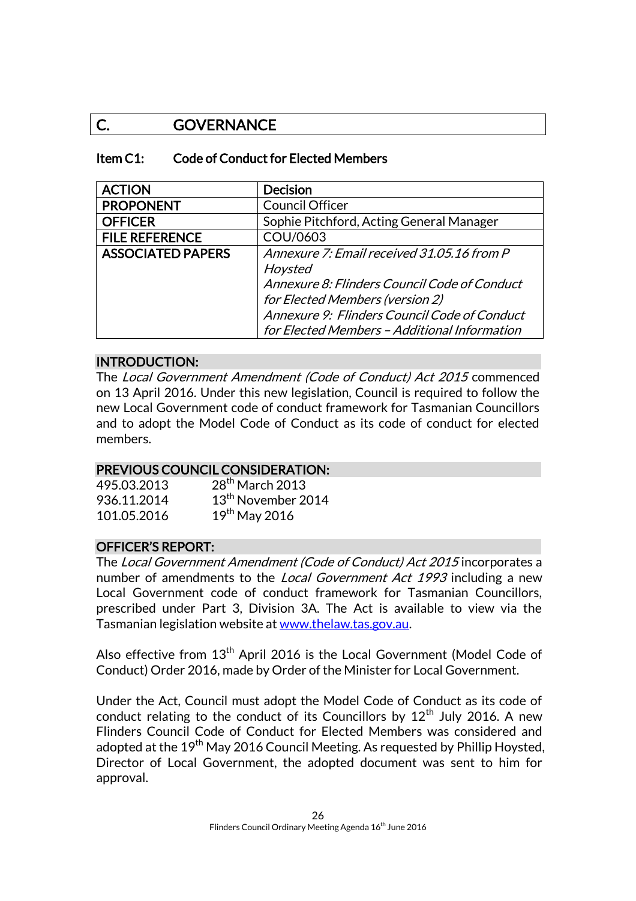# C. GOVERNANCE

## Item C1: Code of Conduct for Elected Members

| ACTION | Decision |
|---|---|
| PROPONENT | Council Officer |
| OFFICER | Sophie Pitchford, Acting General Manager |
| FILE REFERENCE | COU/0603 |
| ASSOCIATED PAPERS | *Annexure 7: Email received 31.05.16 from P Hoysted* <br> *Annexure 8: Flinders Council Code of Conduct for Elected Members (version 2)* <br> *Annexure 9: Flinders Council Code of Conduct for Elected Members – Additional Information* |

### INTRODUCTION:

The *Local Government Amendment (Code of Conduct) Act 2015* commenced on 13 April 2016. Under this new legislation, Council is required to follow the new Local Government code of conduct framework for Tasmanian Councillors and to adopt the Model Code of Conduct as its code of conduct for elected members.

### PREVIOUS COUNCIL CONSIDERATION:

495.03.2013 28th March 2013
936.11.2014 13th November 2014
101.05.2016 19th May 2016

### OFFICER'S REPORT:

The *Local Government Amendment (Code of Conduct) Act 2015* incorporates a number of amendments to the *Local Government Act 1993* including a new Local Government code of conduct framework for Tasmanian Councillors, prescribed under Part 3, Division 3A. The Act is available to view via the Tasmanian legislation website at www.thelaw.tas.gov.au.

Also effective from 13th April 2016 is the Local Government (Model Code of Conduct) Order 2016, made by Order of the Minister for Local Government.

Under the Act, Council must adopt the Model Code of Conduct as its code of conduct relating to the conduct of its Councillors by 12th July 2016. A new Flinders Council Code of Conduct for Elected Members was considered and adopted at the 19th May 2016 Council Meeting. As requested by Phillip Hoysted, Director of Local Government, the adopted document was sent to him for approval.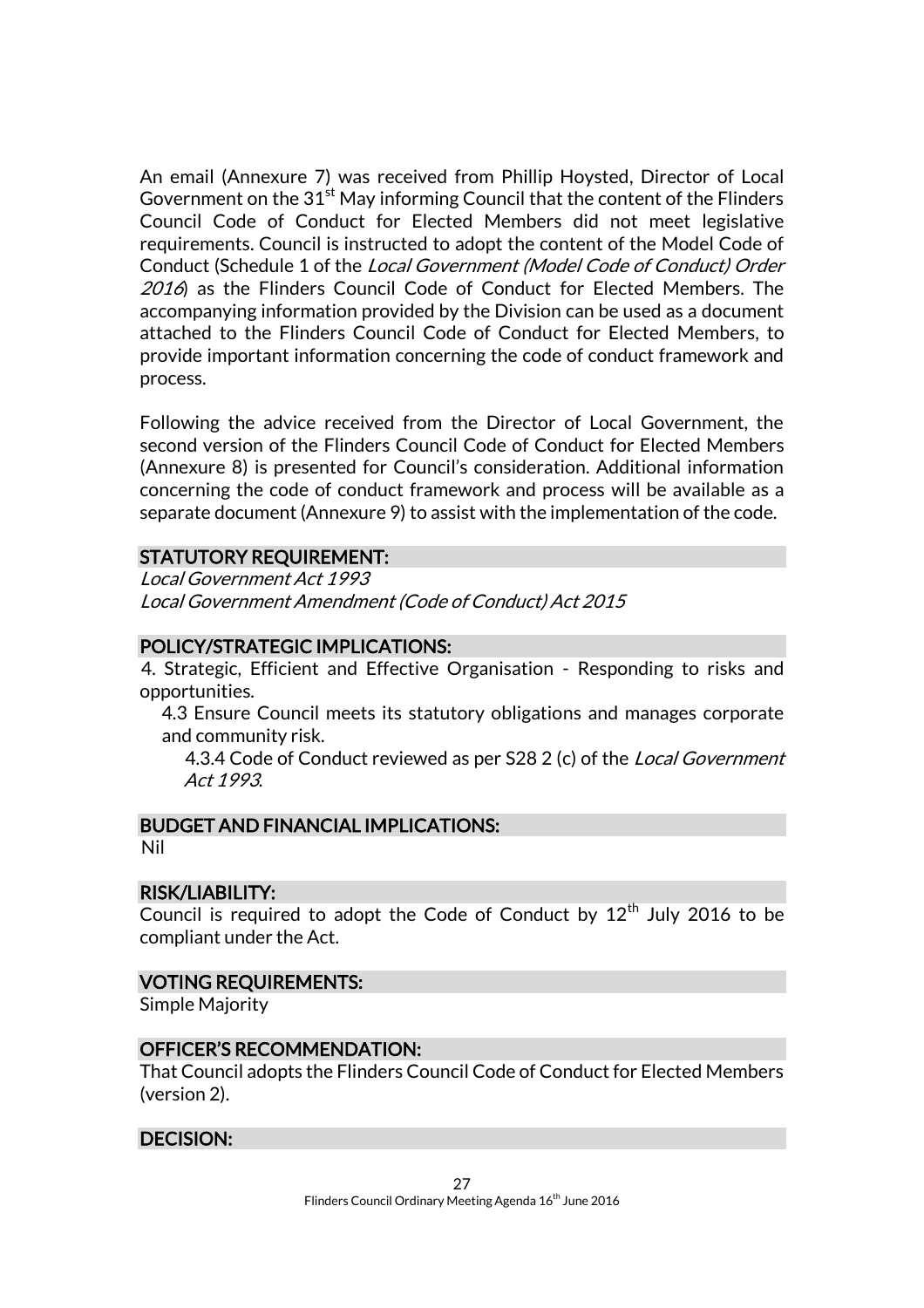An email (Annexure 7) was received from Phillip Hoysted, Director of Local Government on the 31st May informing Council that the content of the Flinders Council Code of Conduct for Elected Members did not meet legislative requirements. Council is instructed to adopt the content of the Model Code of Conduct (Schedule 1 of the *Local Government (Model Code of Conduct) Order 2016*) as the Flinders Council Code of Conduct for Elected Members. The accompanying information provided by the Division can be used as a document attached to the Flinders Council Code of Conduct for Elected Members, to provide important information concerning the code of conduct framework and process.

Following the advice received from the Director of Local Government, the second version of the Flinders Council Code of Conduct for Elected Members (Annexure 8) is presented for Council's consideration. Additional information concerning the code of conduct framework and process will be available as a separate document (Annexure 9) to assist with the implementation of the code.

## STATUTORY REQUIREMENT:

*Local Government Act 1993*
*Local Government Amendment (Code of Conduct) Act 2015*

## POLICY/STRATEGIC IMPLICATIONS:

4. Strategic, Efficient and Effective Organisation - Responding to risks and opportunities.
   - 4.3 Ensure Council meets its statutory obligations and manages corporate and community risk.
     - 4.3.4 Code of Conduct reviewed as per S28 2 (c) of the *Local Government Act 1993*.

## BUDGET AND FINANCIAL IMPLICATIONS:

Nil

## RISK/LIABILITY:

Council is required to adopt the Code of Conduct by 12th July 2016 to be compliant under the Act.

## VOTING REQUIREMENTS:

Simple Majority

## OFFICER'S RECOMMENDATION:

That Council adopts the Flinders Council Code of Conduct for Elected Members (version 2).

## DECISION: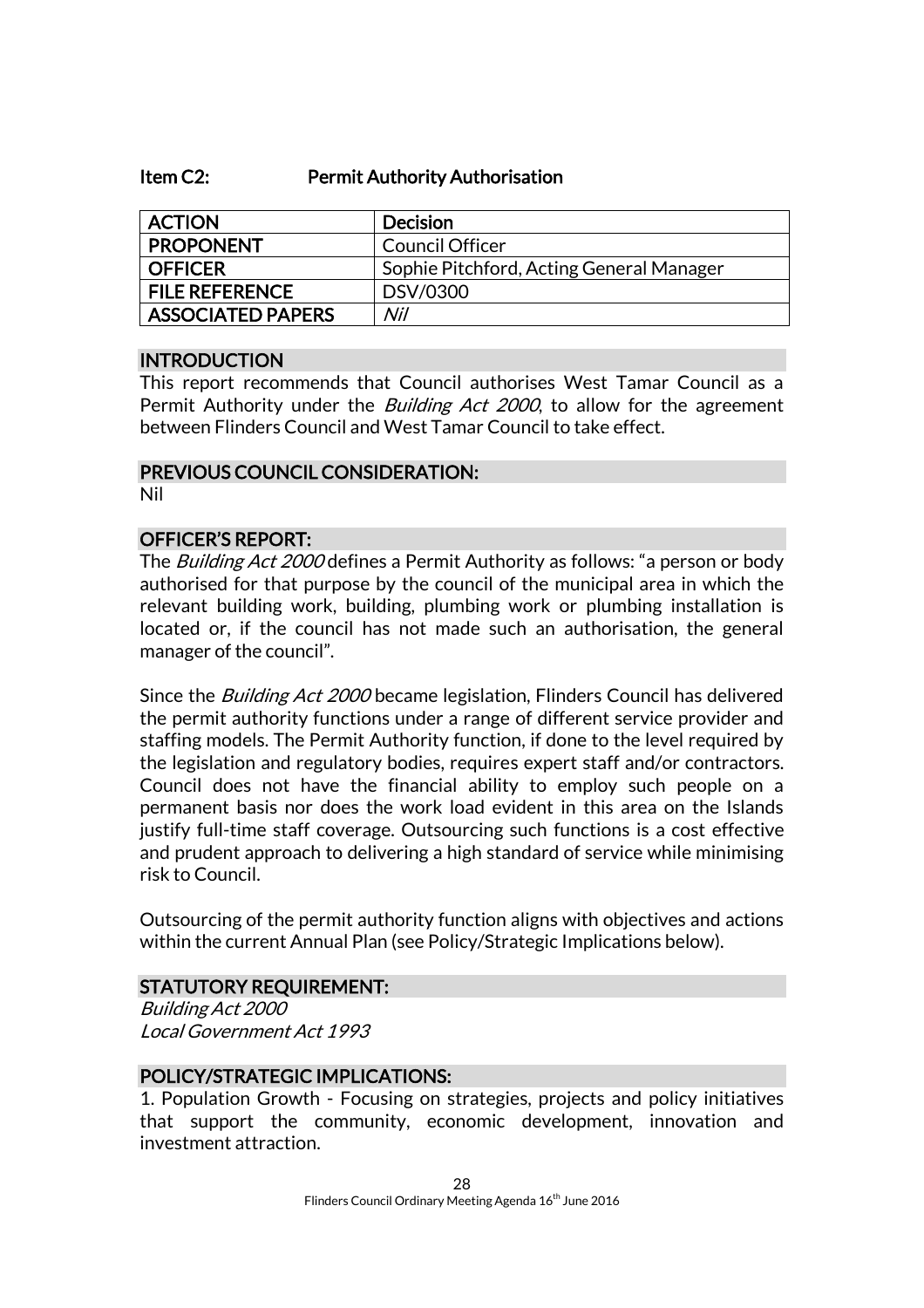## Item C2: Permit Authority Authorisation

| ACTION | Decision |
|---|---|
| PROPONENT | Council Officer |
| OFFICER | Sophie Pitchford, Acting General Manager |
| FILE REFERENCE | DSV/0300 |
| ASSOCIATED PAPERS | *Nil* |

### INTRODUCTION

This report recommends that Council authorises West Tamar Council as a Permit Authority under the *Building Act 2000*, to allow for the agreement between Flinders Council and West Tamar Council to take effect.

### PREVIOUS COUNCIL CONSIDERATION:

Nil

### OFFICER'S REPORT:

The *Building Act 2000* defines a Permit Authority as follows: "a person or body authorised for that purpose by the council of the municipal area in which the relevant building work, building, plumbing work or plumbing installation is located or, if the council has not made such an authorisation, the general manager of the council".

Since the *Building Act 2000* became legislation, Flinders Council has delivered the permit authority functions under a range of different service provider and staffing models. The Permit Authority function, if done to the level required by the legislation and regulatory bodies, requires expert staff and/or contractors. Council does not have the financial ability to employ such people on a permanent basis nor does the work load evident in this area on the Islands justify full-time staff coverage. Outsourcing such functions is a cost effective and prudent approach to delivering a high standard of service while minimising risk to Council.

Outsourcing of the permit authority function aligns with objectives and actions within the current Annual Plan (see Policy/Strategic Implications below).

### STATUTORY REQUIREMENT:

*Building Act 2000*
*Local Government Act 1993*

### POLICY/STRATEGIC IMPLICATIONS:

1. Population Growth - Focusing on strategies, projects and policy initiatives that support the community, economic development, innovation and investment attraction.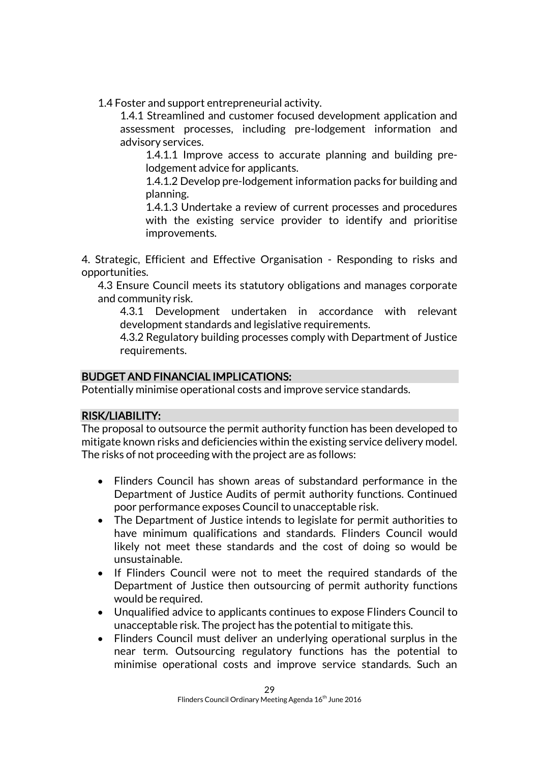1.4 Foster and support entrepreneurial activity.

1.4.1 Streamlined and customer focused development application and assessment processes, including pre-lodgement information and advisory services.

1.4.1.1 Improve access to accurate planning and building pre-lodgement advice for applicants.

1.4.1.2 Develop pre-lodgement information packs for building and planning.

1.4.1.3 Undertake a review of current processes and procedures with the existing service provider to identify and prioritise improvements.

4. Strategic, Efficient and Effective Organisation - Responding to risks and opportunities.

4.3 Ensure Council meets its statutory obligations and manages corporate and community risk.

4.3.1 Development undertaken in accordance with relevant development standards and legislative requirements.

4.3.2 Regulatory building processes comply with Department of Justice requirements.

## BUDGET AND FINANCIAL IMPLICATIONS:

Potentially minimise operational costs and improve service standards.

## RISK/LIABILITY:

The proposal to outsource the permit authority function has been developed to mitigate known risks and deficiencies within the existing service delivery model. The risks of not proceeding with the project are as follows:

- Flinders Council has shown areas of substandard performance in the Department of Justice Audits of permit authority functions. Continued poor performance exposes Council to unacceptable risk.
- The Department of Justice intends to legislate for permit authorities to have minimum qualifications and standards. Flinders Council would likely not meet these standards and the cost of doing so would be unsustainable.
- If Flinders Council were not to meet the required standards of the Department of Justice then outsourcing of permit authority functions would be required.
- Unqualified advice to applicants continues to expose Flinders Council to unacceptable risk. The project has the potential to mitigate this.
- Flinders Council must deliver an underlying operational surplus in the near term. Outsourcing regulatory functions has the potential to minimise operational costs and improve service standards. Such an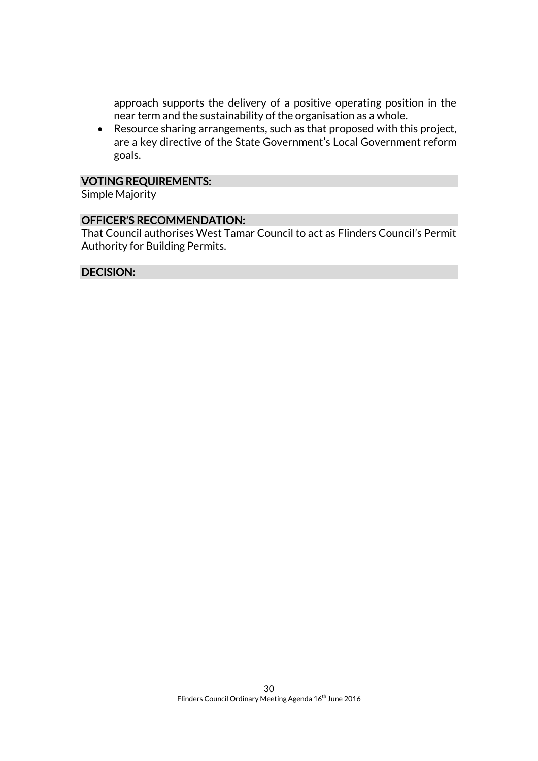approach supports the delivery of a positive operating position in the near term and the sustainability of the organisation as a whole.

- Resource sharing arrangements, such as that proposed with this project, are a key directive of the State Government's Local Government reform goals.

## VOTING REQUIREMENTS:

Simple Majority

## OFFICER'S RECOMMENDATION:

That Council authorises West Tamar Council to act as Flinders Council's Permit Authority for Building Permits.

## DECISION: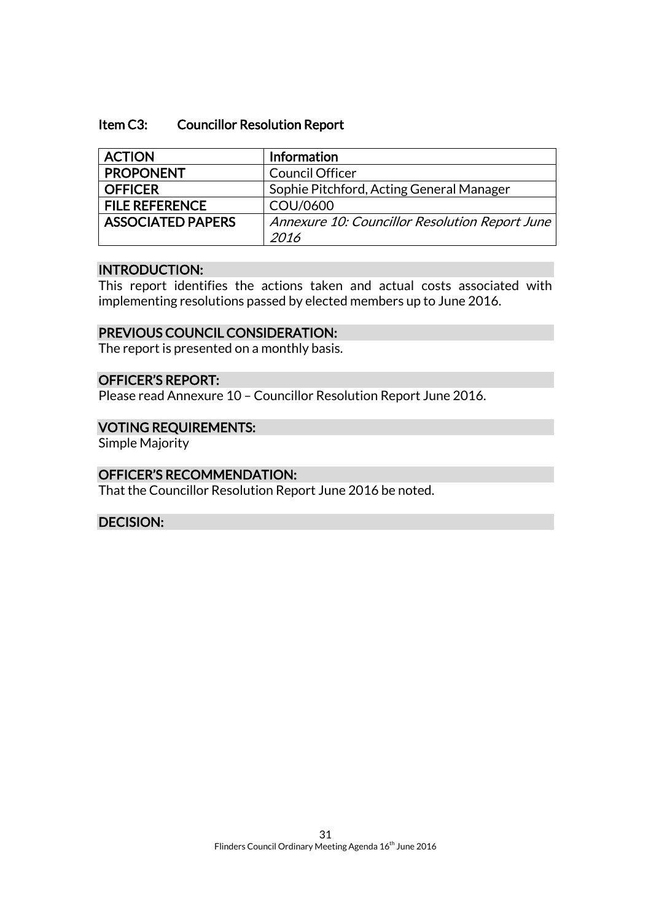### Item C3: Councillor Resolution Report

| ACTION | Information |
|---|---|
| PROPONENT | Council Officer |
| OFFICER | Sophie Pitchford, Acting General Manager |
| FILE REFERENCE | COU/0600 |
| ASSOCIATED PAPERS | *Annexure 10: Councillor Resolution Report June 2016* |

**INTRODUCTION:**

This report identifies the actions taken and actual costs associated with implementing resolutions passed by elected members up to June 2016.

**PREVIOUS COUNCIL CONSIDERATION:**

The report is presented on a monthly basis.

**OFFICER'S REPORT:**

Please read Annexure 10 – Councillor Resolution Report June 2016.

**VOTING REQUIREMENTS:**

Simple Majority

**OFFICER'S RECOMMENDATION:**

That the Councillor Resolution Report June 2016 be noted.

**DECISION:**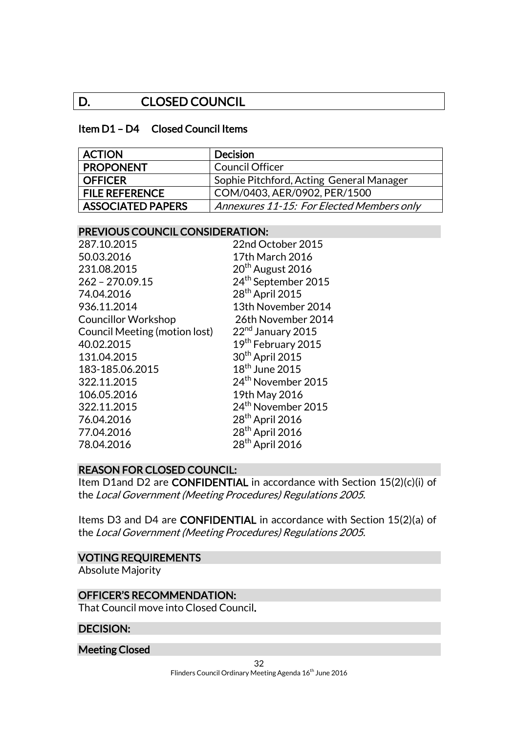## D. CLOSED COUNCIL

### Item D1 – D4 Closed Council Items

| ACTION | Decision |
| --- | --- |
| PROPONENT | Council Officer |
| OFFICER | Sophie Pitchford, Acting General Manager |
| FILE REFERENCE | COM/0403, AER/0902, PER/1500 |
| ASSOCIATED PAPERS | *Annexures 11-15: For Elected Members only* |

**PREVIOUS COUNCIL CONSIDERATION:**

| | |
| --- | --- |
| 287.10.2015 | 22nd October 2015 |
| 50.03.2016 | 17th March 2016 |
| 231.08.2015 | 20th August 2016 |
| 262 – 270.09.15 | 24th September 2015 |
| 74.04.2016 | 28th April 2015 |
| 936.11.2014 | 13th November 2014 |
| Councillor Workshop | 26th November 2014 |
| Council Meeting (motion lost) | 22nd January 2015 |
| 40.02.2015 | 19th February 2015 |
| 131.04.2015 | 30th April 2015 |
| 183-185.06.2015 | 18th June 2015 |
| 322.11.2015 | 24th November 2015 |
| 106.05.2016 | 19th May 2016 |
| 322.11.2015 | 24th November 2015 |
| 76.04.2016 | 28th April 2016 |
| 77.04.2016 | 28th April 2016 |
| 78.04.2016 | 28th April 2016 |

**REASON FOR CLOSED COUNCIL:**

Item D1and D2 are **CONFIDENTIAL** in accordance with Section 15(2)(c)(i) of the *Local Government (Meeting Procedures) Regulations 2005.*

Items D3 and D4 are **CONFIDENTIAL** in accordance with Section 15(2)(a) of the *Local Government (Meeting Procedures) Regulations 2005.*

**VOTING REQUIREMENTS**

Absolute Majority

**OFFICER'S RECOMMENDATION:**

That Council move into Closed Council.

**DECISION:**

**Meeting Closed**